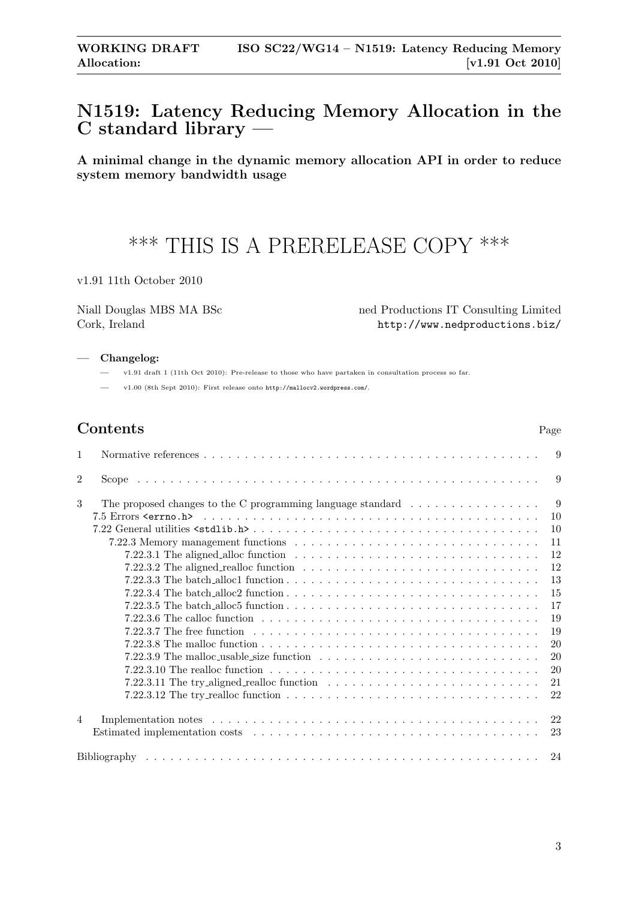# N1519: Latency Reducing Memory Allocation in the C standard library —

**A minimal change in the dynamic memory allocation API in order to reduce system memory bandwidth usage**

# *** THIS IS A PRERELEASE COPY ***

v1.91 11th October 2010

Niall Douglas MBS MA BSc
Cork, Ireland

ned Productions IT Consulting Limited
http://www.nedproductions.biz/

— **Changelog:**

— v1.91 draft 1 (11th Oct 2010): Pre-release to those who have partaken in consultation process so far.

— v1.00 (8th Sept 2010): First release onto http://mallocv2.wordpress.com/.

## Contents

| | | Page |
|---|---|---|
| 1 | Normative references | 9 |
| 2 | Scope | 9 |
| 3 | The proposed changes to the C programming language standard | 9 |
| | 7.5 Errors `<errno.h>` | 10 |
| | 7.22 General utilities `<stdlib.h>` | 10 |
| | 7.22.3 Memory management functions | 11 |
| | 7.22.3.1 The aligned_alloc function | 12 |
| | 7.22.3.2 The aligned_realloc function | 12 |
| | 7.22.3.3 The batch_alloc1 function | 13 |
| | 7.22.3.4 The batch_alloc2 function | 15 |
| | 7.22.3.5 The batch_alloc5 function | 17 |
| | 7.22.3.6 The calloc function | 19 |
| | 7.22.3.7 The free function | 19 |
| | 7.22.3.8 The malloc function | 20 |
| | 7.22.3.9 The malloc_usable_size function | 20 |
| | 7.22.3.10 The realloc function | 20 |
| | 7.22.3.11 The try_aligned_realloc function | 21 |
| | 7.22.3.12 The try_realloc function | 22 |
| 4 | Implementation notes | 22 |
| | Estimated implementation costs | 23 |
| | Bibliography | 24 |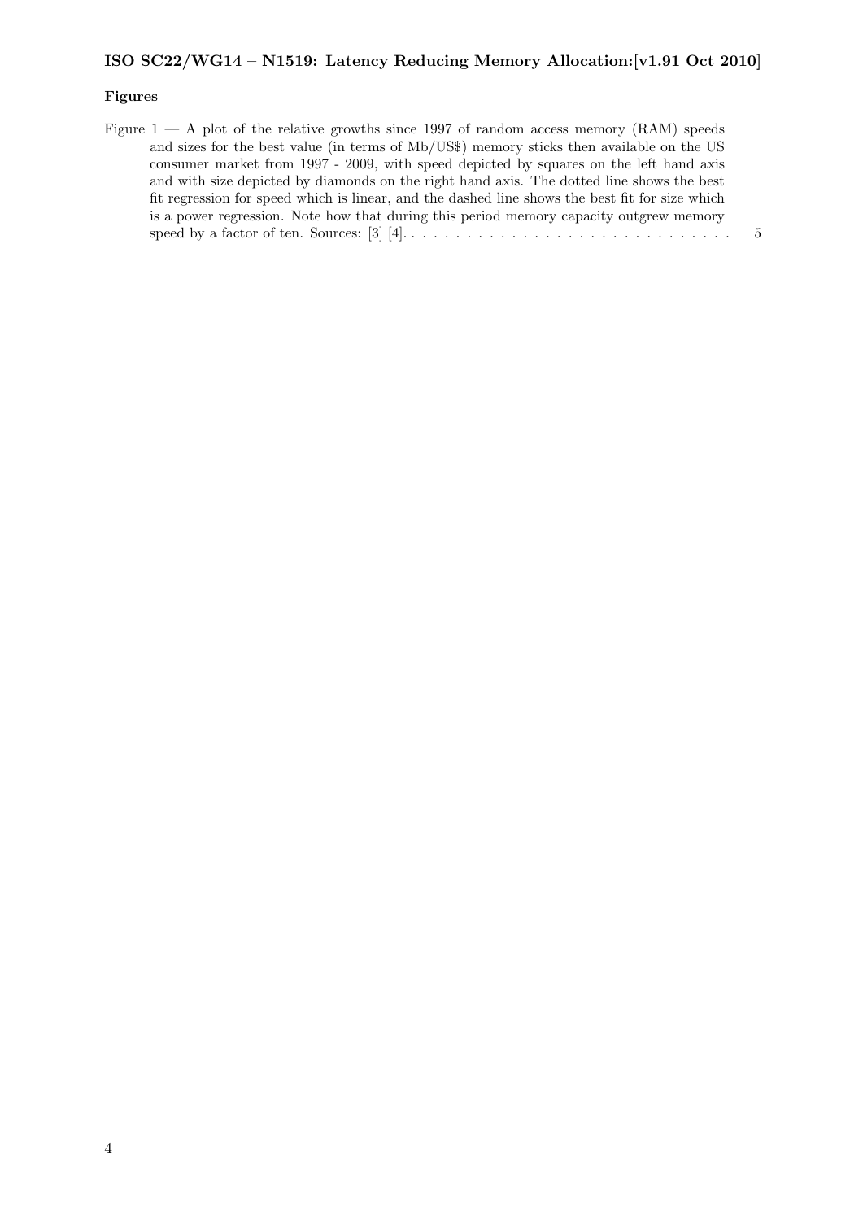### Figures

Figure 1 — A plot of the relative growths since 1997 of random access memory (RAM) speeds and sizes for the best value (in terms of Mb/US$) memory sticks then available on the US consumer market from 1997 - 2009, with speed depicted by squares on the left hand axis and with size depicted by diamonds on the right hand axis. The dotted line shows the best fit regression for speed which is linear, and the dashed line shows the best fit for size which is a power regression. Note how that during this period memory capacity outgrew memory speed by a factor of ten. Sources: [3] [4]. . . . . . . . . . . . . . . . . . . . . . . . . . . . . . . 5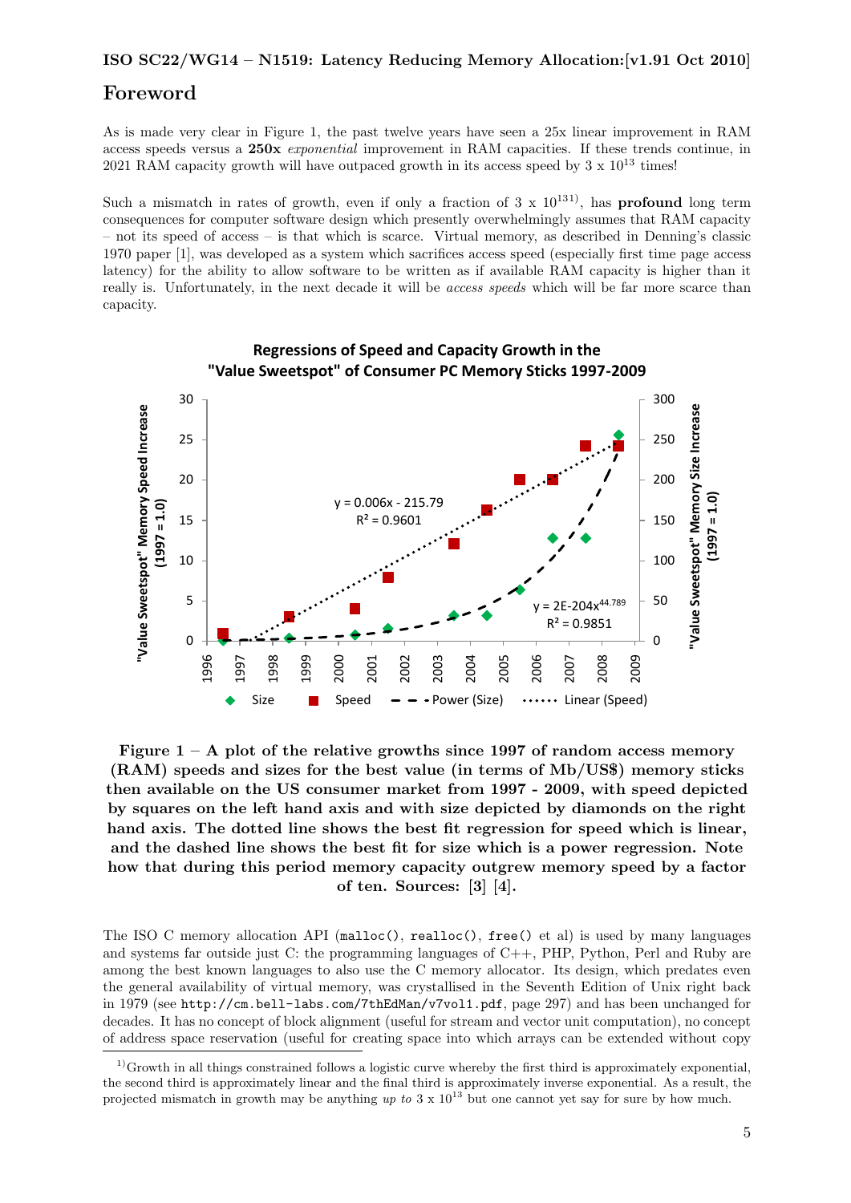## Foreword

As is made very clear in Figure 1, the past twelve years have seen a 25x linear improvement in RAM access speeds versus a **250x** *exponential* improvement in RAM capacities. If these trends continue, in 2021 RAM capacity growth will have outpaced growth in its access speed by 3 x $10^{13}$ times!

Such a mismatch in rates of growth, even if only a fraction of 3 x $10^{13}$[1], has **profound** long term consequences for computer software design which presently overwhelmingly assumes that RAM capacity – not its speed of access – is that which is scarce. Virtual memory, as described in Denning's classic 1970 paper [1], was developed as a system which sacrifices access speed (especially first time page access latency) for the ability to allow software to be written as if available RAM capacity is higher than it really is. Unfortunately, in the next decade it will be *access speeds* which will be far more scarce than capacity.

**Figure 1 – A plot of the relative growths since 1997 of random access memory (RAM) speeds and sizes for the best value (in terms of Mb/US$) memory sticks then available on the US consumer market from 1997 - 2009, with speed depicted by squares on the left hand axis and with size depicted by diamonds on the right hand axis. The dotted line shows the best fit regression for speed which is linear, and the dashed line shows the best fit for size which is a power regression. Note how that during this period memory capacity outgrew memory speed by a factor of ten. Sources: [3] [4].**

The ISO C memory allocation API (`malloc()`, `realloc()`, `free()` et al) is used by many languages and systems far outside just C: the programming languages of C++, PHP, Python, Perl and Ruby are among the best known languages to also use the C memory allocator. Its design, which predates even the general availability of virtual memory, was crystallised in the Seventh Edition of Unix right back in 1979 (see `http://cm.bell-labs.com/7thEdMan/v7vol1.pdf`, page 297) and has been unchanged for decades. It has no concept of block alignment (useful for stream and vector unit computation), no concept of address space reservation (useful for creating space into which arrays can be extended without copy

[1] Growth in all things constrained follows a logistic curve whereby the first third is approximately exponential, the second third is approximately linear and the final third is approximately inverse exponential. As a result, the projected mismatch in growth may be anything *up to* 3 x $10^{13}$ but one cannot yet say for sure by how much.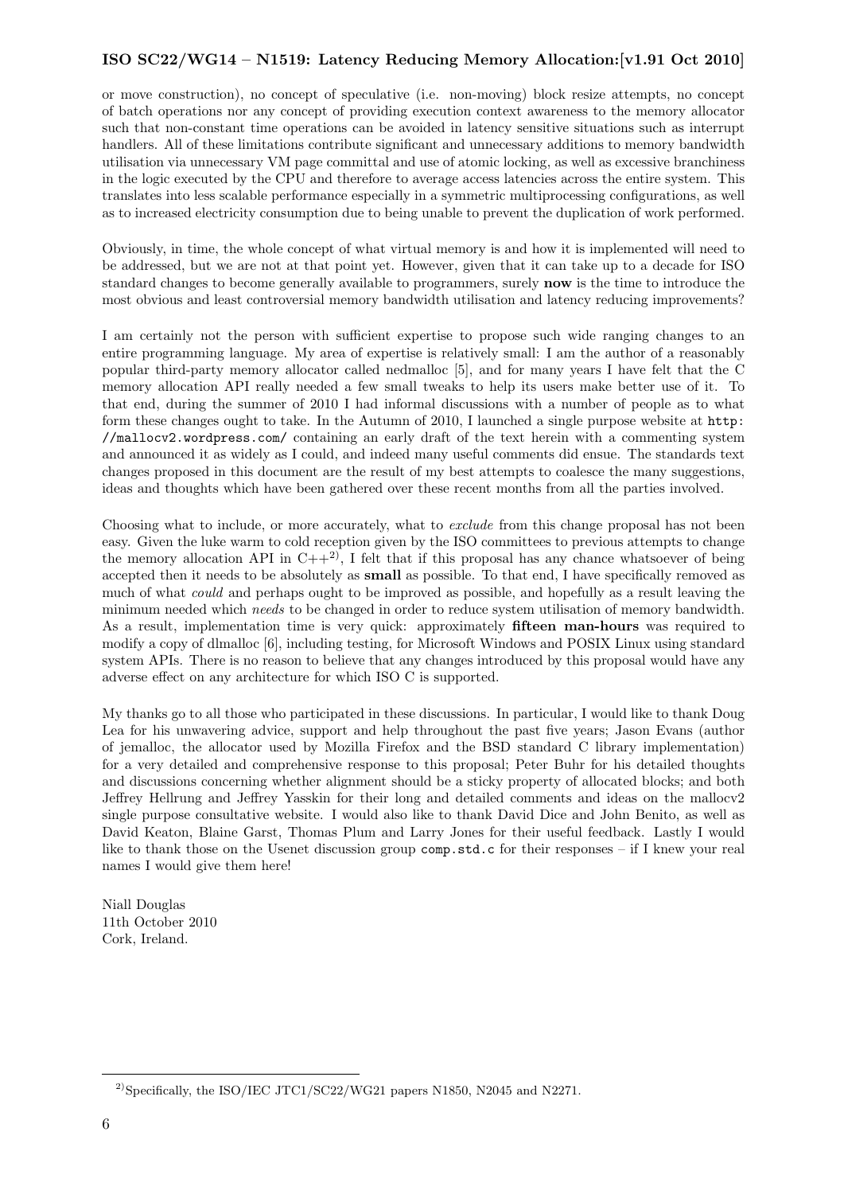or move construction), no concept of speculative (i.e. non-moving) block resize attempts, no concept of batch operations nor any concept of providing execution context awareness to the memory allocator such that non-constant time operations can be avoided in latency sensitive situations such as interrupt handlers. All of these limitations contribute significant and unnecessary additions to memory bandwidth utilisation via unnecessary VM page committal and use of atomic locking, as well as excessive branchiness in the logic executed by the CPU and therefore to average access latencies across the entire system. This translates into less scalable performance especially in a symmetric multiprocessing configurations, as well as to increased electricity consumption due to being unable to prevent the duplication of work performed.

Obviously, in time, the whole concept of what virtual memory is and how it is implemented will need to be addressed, but we are not at that point yet. However, given that it can take up to a decade for ISO standard changes to become generally available to programmers, surely **now** is the time to introduce the most obvious and least controversial memory bandwidth utilisation and latency reducing improvements?

I am certainly not the person with sufficient expertise to propose such wide ranging changes to an entire programming language. My area of expertise is relatively small: I am the author of a reasonably popular third-party memory allocator called nedmalloc [5], and for many years I have felt that the C memory allocation API really needed a few small tweaks to help its users make better use of it. To that end, during the summer of 2010 I had informal discussions with a number of people as to what form these changes ought to take. In the Autumn of 2010, I launched a single purpose website at `http://mallocv2.wordpress.com/` containing an early draft of the text herein with a commenting system and announced it as widely as I could, and indeed many useful comments did ensue. The standards text changes proposed in this document are the result of my best attempts to coalesce the many suggestions, ideas and thoughts which have been gathered over these recent months from all the parties involved.

Choosing what to include, or more accurately, what to *exclude* from this change proposal has not been easy. Given the luke warm to cold reception given by the ISO committees to previous attempts to change the memory allocation API in C++[2], I felt that if this proposal has any chance whatsoever of being accepted then it needs to be absolutely as **small** as possible. To that end, I have specifically removed as much of what *could* and perhaps ought to be improved as possible, and hopefully as a result leaving the minimum needed which *needs* to be changed in order to reduce system utilisation of memory bandwidth. As a result, implementation time is very quick: approximately **fifteen man-hours** was required to modify a copy of dlmalloc [6], including testing, for Microsoft Windows and POSIX Linux using standard system APIs. There is no reason to believe that any changes introduced by this proposal would have any adverse effect on any architecture for which ISO C is supported.

My thanks go to all those who participated in these discussions. In particular, I would like to thank Doug Lea for his unwavering advice, support and help throughout the past five years; Jason Evans (author of jemalloc, the allocator used by Mozilla Firefox and the BSD standard C library implementation) for a very detailed and comprehensive response to this proposal; Peter Buhr for his detailed thoughts and discussions concerning whether alignment should be a sticky property of allocated blocks; and both Jeffrey Hellrung and Jeffrey Yasskin for their long and detailed comments and ideas on the mallocv2 single purpose consultative website. I would also like to thank David Dice and John Benito, as well as David Keaton, Blaine Garst, Thomas Plum and Larry Jones for their useful feedback. Lastly I would like to thank those on the Usenet discussion group `comp.std.c` for their responses – if I knew your real names I would give them here!

Niall Douglas
11th October 2010
Cork, Ireland.

---

[2] Specifically, the ISO/IEC JTC1/SC22/WG21 papers N1850, N2045 and N2271.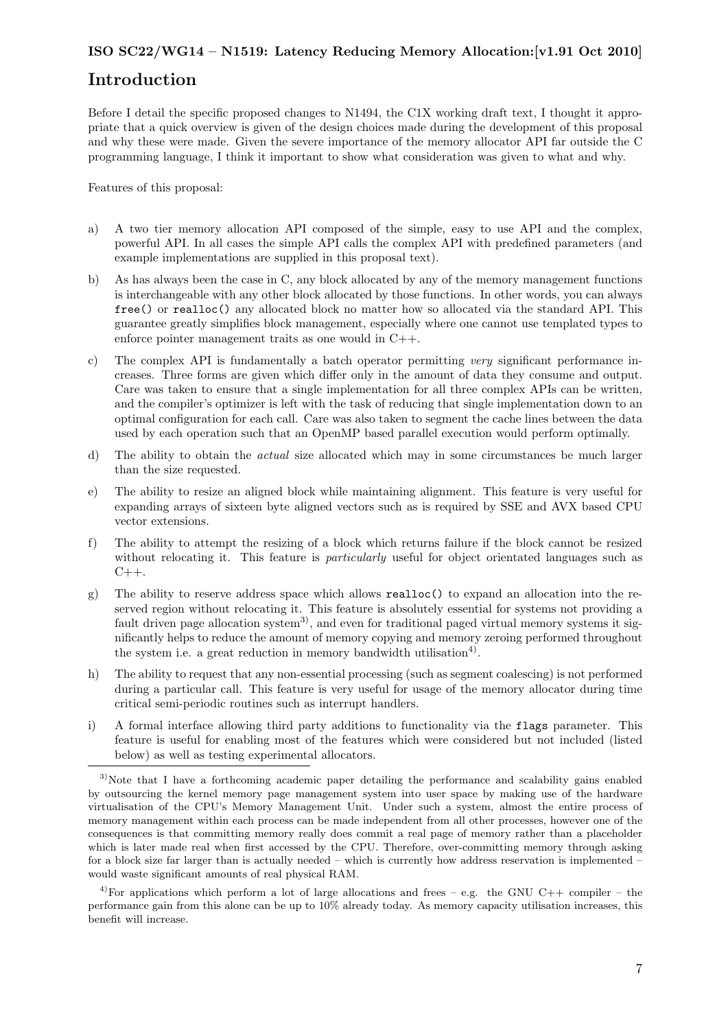# Introduction

Before I detail the specific proposed changes to N1494, the C1X working draft text, I thought it appropriate that a quick overview is given of the design choices made during the development of this proposal and why these were made. Given the severe importance of the memory allocator API far outside the C programming language, I think it important to show what consideration was given to what and why.

Features of this proposal:

a) A two tier memory allocation API composed of the simple, easy to use API and the complex, powerful API. In all cases the simple API calls the complex API with predefined parameters (and example implementations are supplied in this proposal text).

b) As has always been the case in C, any block allocated by any of the memory management functions is interchangeable with any other block allocated by those functions. In other words, you can always `free()` or `realloc()` any allocated block no matter how so allocated via the standard API. This guarantee greatly simplifies block management, especially where one cannot use templated types to enforce pointer management traits as one would in C++.

c) The complex API is fundamentally a batch operator permitting *very* significant performance increases. Three forms are given which differ only in the amount of data they consume and output. Care was taken to ensure that a single implementation for all three complex APIs can be written, and the compiler's optimizer is left with the task of reducing that single implementation down to an optimal configuration for each call. Care was also taken to segment the cache lines between the data used by each operation such that an OpenMP based parallel execution would perform optimally.

d) The ability to obtain the *actual* size allocated which may in some circumstances be much larger than the size requested.

e) The ability to resize an aligned block while maintaining alignment. This feature is very useful for expanding arrays of sixteen byte aligned vectors such as is required by SSE and AVX based CPU vector extensions.

f) The ability to attempt the resizing of a block which returns failure if the block cannot be resized without relocating it. This feature is *particularly* useful for object orientated languages such as C++.

g) The ability to reserve address space which allows `realloc()` to expand an allocation into the reserved region without relocating it. This feature is absolutely essential for systems not providing a fault driven page allocation system[3)], and even for traditional paged virtual memory systems it significantly helps to reduce the amount of memory copying and memory zeroing performed throughout the system i.e. a great reduction in memory bandwidth utilisation[4)].

h) The ability to request that any non-essential processing (such as segment coalescing) is not performed during a particular call. This feature is very useful for usage of the memory allocator during time critical semi-periodic routines such as interrupt handlers.

i) A formal interface allowing third party additions to functionality via the `flags` parameter. This feature is useful for enabling most of the features which were considered but not included (listed below) as well as testing experimental allocators.

---

[3)] Note that I have a forthcoming academic paper detailing the performance and scalability gains enabled by outsourcing the kernel memory page management system into user space by making use of the hardware virtualisation of the CPU's Memory Management Unit. Under such a system, almost the entire process of memory management within each process can be made independent from all other processes, however one of the consequences is that committing memory really does commit a real page of memory rather than a placeholder which is later made real when first accessed by the CPU. Therefore, over-committing memory through asking for a block size far larger than is actually needed – which is currently how address reservation is implemented – would waste significant amounts of real physical RAM.

[4)] For applications which perform a lot of large allocations and frees – e.g. the GNU C++ compiler – the performance gain from this alone can be up to 10% already today. As memory capacity utilisation increases, this benefit will increase.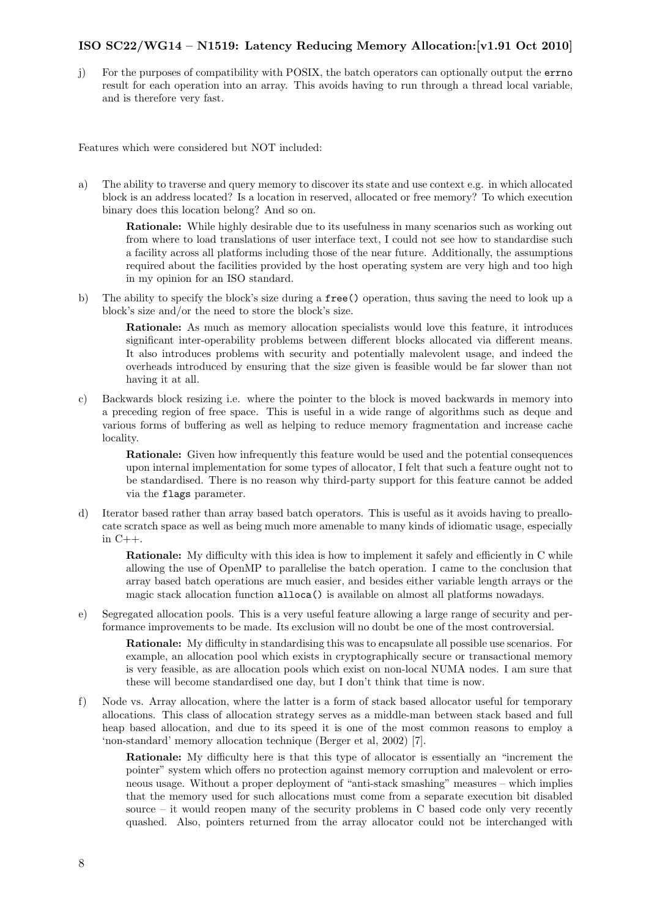j) For the purposes of compatibility with POSIX, the batch operators can optionally output the `errno` result for each operation into an array. This avoids having to run through a thread local variable, and is therefore very fast.

Features which were considered but NOT included:

a) The ability to traverse and query memory to discover its state and use context e.g. in which allocated block is an address located? Is a location in reserved, allocated or free memory? To which execution binary does this location belong? And so on.

   **Rationale:** While highly desirable due to its usefulness in many scenarios such as working out from where to load translations of user interface text, I could not see how to standardise such a facility across all platforms including those of the near future. Additionally, the assumptions required about the facilities provided by the host operating system are very high and too high in my opinion for an ISO standard.

b) The ability to specify the block's size during a `free()` operation, thus saving the need to look up a block's size and/or the need to store the block's size.

   **Rationale:** As much as memory allocation specialists would love this feature, it introduces significant inter-operability problems between different blocks allocated via different means. It also introduces problems with security and potentially malevolent usage, and indeed the overheads introduced by ensuring that the size given is feasible would be far slower than not having it at all.

c) Backwards block resizing i.e. where the pointer to the block is moved backwards in memory into a preceding region of free space. This is useful in a wide range of algorithms such as deque and various forms of buffering as well as helping to reduce memory fragmentation and increase cache locality.

   **Rationale:** Given how infrequently this feature would be used and the potential consequences upon internal implementation for some types of allocator, I felt that such a feature ought not to be standardised. There is no reason why third-party support for this feature cannot be added via the `flags` parameter.

d) Iterator based rather than array based batch operators. This is useful as it avoids having to preallocate scratch space as well as being much more amenable to many kinds of idiomatic usage, especially in C++.

   **Rationale:** My difficulty with this idea is how to implement it safely and efficiently in C while allowing the use of OpenMP to parallelise the batch operation. I came to the conclusion that array based batch operations are much easier, and besides either variable length arrays or the magic stack allocation function `alloca()` is available on almost all platforms nowadays.

e) Segregated allocation pools. This is a very useful feature allowing a large range of security and performance improvements to be made. Its exclusion will no doubt be one of the most controversial.

   **Rationale:** My difficulty in standardising this was to encapsulate all possible use scenarios. For example, an allocation pool which exists in cryptographically secure or transactional memory is very feasible, as are allocation pools which exist on non-local NUMA nodes. I am sure that these will become standardised one day, but I don't think that time is now.

f) Node vs. Array allocation, where the latter is a form of stack based allocator useful for temporary allocations. This class of allocation strategy serves as a middle-man between stack based and full heap based allocation, and due to its speed it is one of the most common reasons to employ a 'non-standard' memory allocation technique (Berger et al, 2002) [7].

   **Rationale:** My difficulty here is that this type of allocator is essentially an "increment the pointer" system which offers no protection against memory corruption and malevolent or erroneous usage. Without a proper deployment of "anti-stack smashing" measures – which implies that the memory used for such allocations must come from a separate execution bit disabled source – it would reopen many of the security problems in C based code only very recently quashed. Also, pointers returned from the array allocator could not be interchanged with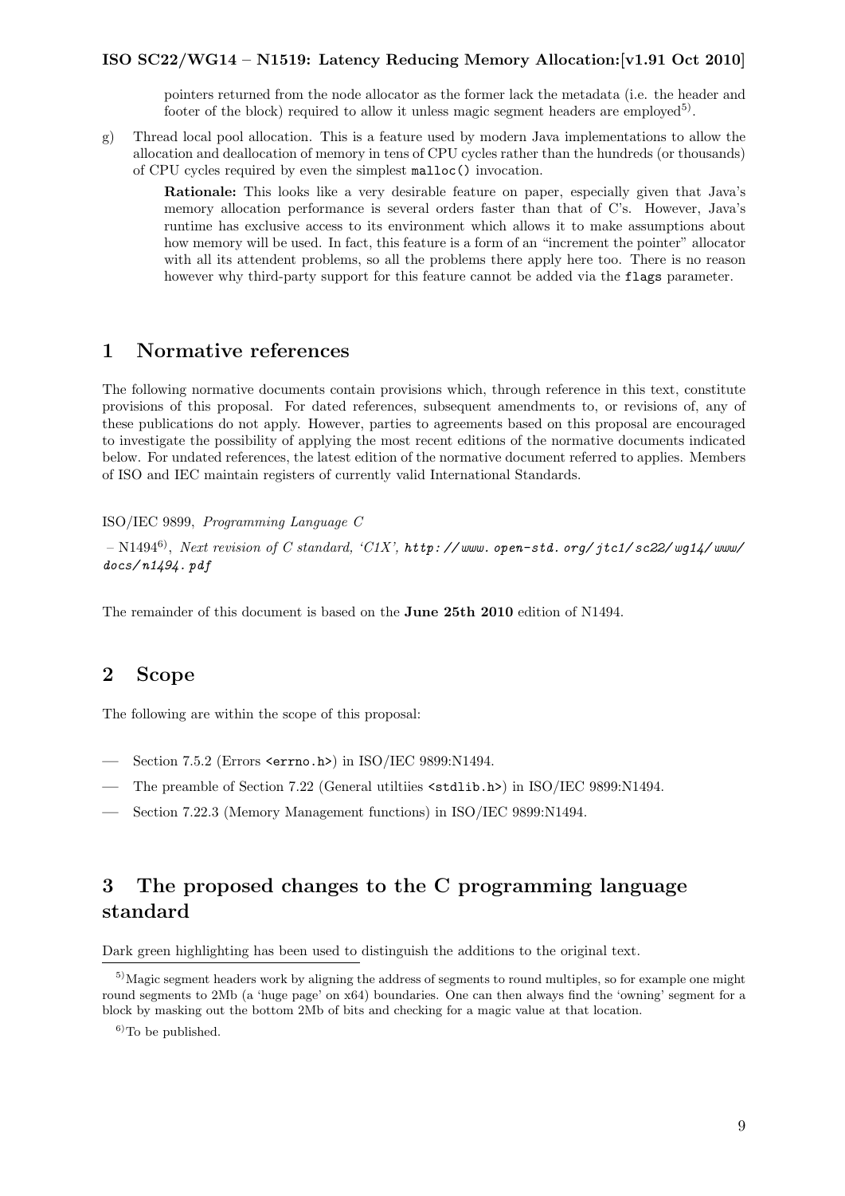pointers returned from the node allocator as the former lack the metadata (i.e. the header and footer of the block) required to allow it unless magic segment headers are employed[5].

g) Thread local pool allocation. This is a feature used by modern Java implementations to allow the allocation and deallocation of memory in tens of CPU cycles rather than the hundreds (or thousands) of CPU cycles required by even the simplest `malloc()` invocation.

   **Rationale:** This looks like a very desirable feature on paper, especially given that Java's memory allocation performance is several orders faster than that of C's. However, Java's runtime has exclusive access to its environment which allows it to make assumptions about how memory will be used. In fact, this feature is a form of an "increment the pointer" allocator with all its attendent problems, so all the problems there apply here too. There is no reason however why third-party support for this feature cannot be added via the `flags` parameter.

# 1 Normative references

The following normative documents contain provisions which, through reference in this text, constitute provisions of this proposal. For dated references, subsequent amendments to, or revisions of, any of these publications do not apply. However, parties to agreements based on this proposal are encouraged to investigate the possibility of applying the most recent editions of the normative documents indicated below. For undated references, the latest edition of the normative document referred to applies. Members of ISO and IEC maintain registers of currently valid International Standards.

ISO/IEC 9899, *Programming Language C*

– N1494[6], *Next revision of C standard, 'C1X', http://www.open-std.org/jtc1/sc22/wg14/www/docs/n1494.pdf*

The remainder of this document is based on the **June 25th 2010** edition of N1494.

# 2 Scope

The following are within the scope of this proposal:

— Section 7.5.2 (Errors `<errno.h>`) in ISO/IEC 9899:N1494.

— The preamble of Section 7.22 (General utiltiies `<stdlib.h>`) in ISO/IEC 9899:N1494.

— Section 7.22.3 (Memory Management functions) in ISO/IEC 9899:N1494.

# 3 The proposed changes to the C programming language standard

Dark green highlighting has been used to distinguish the additions to the original text.

---

[5] Magic segment headers work by aligning the address of segments to round multiples, so for example one might round segments to 2Mb (a 'huge page' on x64) boundaries. One can then always find the 'owning' segment for a block by masking out the bottom 2Mb of bits and checking for a magic value at that location.

[6] To be published.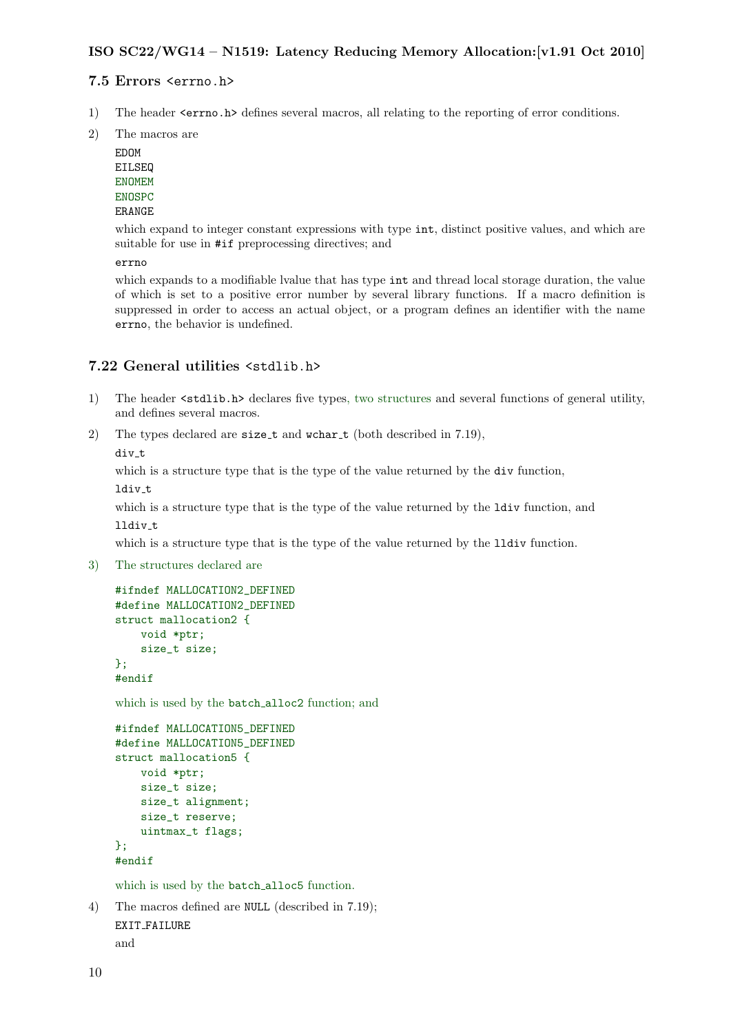### 7.5 Errors `<errno.h>`

1) The header `<errno.h>` defines several macros, all relating to the reporting of error conditions.

2) The macros are

   ```
   EDOM
   EILSEQ
   ENOMEM
   ENOSPC
   ERANGE
   ```

   which expand to integer constant expressions with type `int`, distinct positive values, and which are suitable for use in `#if` preprocessing directives; and

   ```
   errno
   ```

   which expands to a modifiable lvalue that has type `int` and thread local storage duration, the value of which is set to a positive error number by several library functions. If a macro definition is suppressed in order to access an actual object, or a program defines an identifier with the name `errno`, the behavior is undefined.

### 7.22 General utilities `<stdlib.h>`

1) The header `<stdlib.h>` declares five types, two structures and several functions of general utility, and defines several macros.

2) The types declared are `size_t` and `wchar_t` (both described in 7.19),

   `div_t`

   which is a structure type that is the type of the value returned by the `div` function,

   `ldiv_t`

   which is a structure type that is the type of the value returned by the `ldiv` function, and

   `lldiv_t`

   which is a structure type that is the type of the value returned by the `lldiv` function.

3) The structures declared are

   ```
   #ifndef MALLOCATION2_DEFINED
   #define MALLOCATION2_DEFINED
   struct mallocation2 {
       void *ptr;
       size_t size;
   };
   #endif
   ```

   which is used by the `batch_alloc2` function; and

   ```
   #ifndef MALLOCATION5_DEFINED
   #define MALLOCATION5_DEFINED
   struct mallocation5 {
       void *ptr;
       size_t size;
       size_t alignment;
       size_t reserve;
       uintmax_t flags;
   };
   #endif
   ```

   which is used by the `batch_alloc5` function.

4) The macros defined are `NULL` (described in 7.19);

   `EXIT_FAILURE`

   and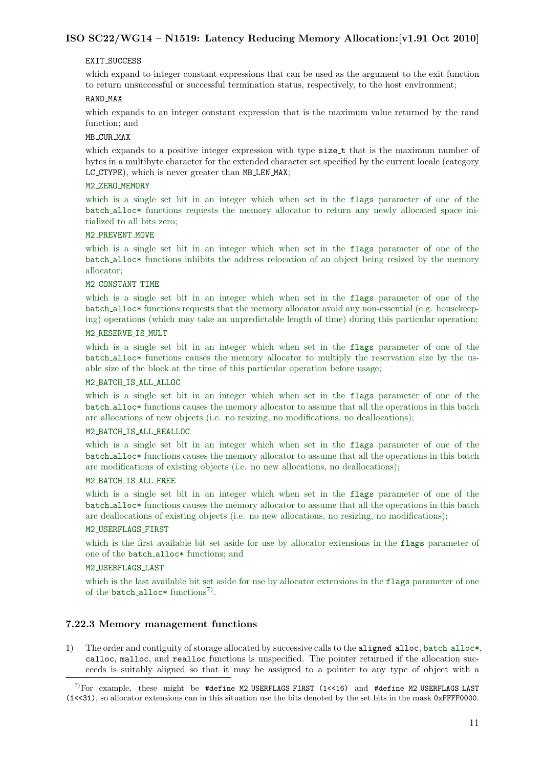EXIT_SUCCESS

which expand to integer constant expressions that can be used as the argument to the exit function to return unsuccessful or successful termination status, respectively, to the host environment;

RAND_MAX

which expands to an integer constant expression that is the maximum value returned by the rand function; and

MB_CUR_MAX

which expands to a positive integer expression with type size_t that is the maximum number of bytes in a multibyte character for the extended character set specified by the current locale (category LC_CTYPE), which is never greater than MB_LEN_MAX;

M2_ZERO_MEMORY

which is a single set bit in an integer which when set in the flags parameter of one of the batch_alloc* functions requests the memory allocator to return any newly allocated space initialized to all bits zero;

M2_PREVENT_MOVE

which is a single set bit in an integer which when set in the flags parameter of one of the batch_alloc* functions inhibits the address relocation of an object being resized by the memory allocator;

M2_CONSTANT_TIME

which is a single set bit in an integer which when set in the flags parameter of one of the batch_alloc* functions requests that the memory allocator avoid any non-essential (e.g. housekeeping) operations (which may take an unpredictable length of time) during this particular operation;

M2_RESERVE_IS_MULT

which is a single set bit in an integer which when set in the flags parameter of one of the batch_alloc* functions causes the memory allocator to multiply the reservation size by the usable size of the block at the time of this particular operation before usage;

M2_BATCH_IS_ALL_ALLOC

which is a single set bit in an integer which when set in the flags parameter of one of the batch_alloc* functions causes the memory allocator to assume that all the operations in this batch are allocations of new objects (i.e. no resizing, no modifications, no deallocations);

M2_BATCH_IS_ALL_REALLOC

which is a single set bit in an integer which when set in the flags parameter of one of the batch_alloc* functions causes the memory allocator to assume that all the operations in this batch are modifications of existing objects (i.e. no new allocations, no deallocations);

M2_BATCH_IS_ALL_FREE

which is a single set bit in an integer which when set in the flags parameter of one of the batch_alloc* functions causes the memory allocator to assume that all the operations in this batch are deallocations of existing objects (i.e. no new allocations, no resizing, no modifications);

M2_USERFLAGS_FIRST

which is the first available bit set aside for use by allocator extensions in the flags parameter of one of the batch_alloc* functions; and

M2_USERFLAGS_LAST

which is the last available bit set aside for use by allocator extensions in the flags parameter of one of the batch_alloc* functions[7].

### 7.22.3 Memory management functions

1) The order and contiguity of storage allocated by successive calls to the aligned_alloc, batch_alloc*, calloc, malloc, and realloc functions is unspecified. The pointer returned if the allocation succeeds is suitably aligned so that it may be assigned to a pointer to any type of object with a

---

[7] For example, these might be #define M2_USERFLAGS_FIRST (1<<16) and #define M2_USERFLAGS_LAST (1<<31), so allocator extensions can in this situation use the bits denoted by the set bits in the mask 0xFFFF0000.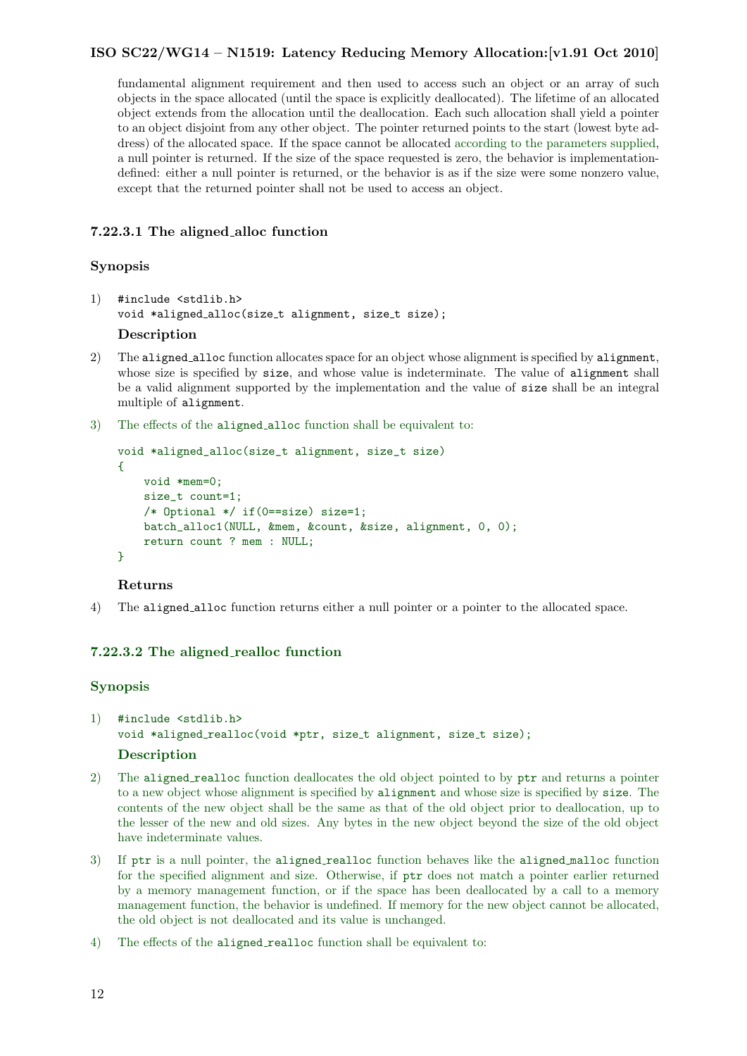fundamental alignment requirement and then used to access such an object or an array of such objects in the space allocated (until the space is explicitly deallocated). The lifetime of an allocated object extends from the allocation until the deallocation. Each such allocation shall yield a pointer to an object disjoint from any other object. The pointer returned points to the start (lowest byte address) of the allocated space. If the space cannot be allocated according to the parameters supplied, a null pointer is returned. If the size of the space requested is zero, the behavior is implementation-defined: either a null pointer is returned, or the behavior is as if the size were some nonzero value, except that the returned pointer shall not be used to access an object.

### 7.22.3.1 The aligned_alloc function

#### Synopsis

1)
```
#include <stdlib.h>
void *aligned_alloc(size_t alignment, size_t size);
```

#### Description

2) The aligned_alloc function allocates space for an object whose alignment is specified by alignment, whose size is specified by size, and whose value is indeterminate. The value of alignment shall be a valid alignment supported by the implementation and the value of size shall be an integral multiple of alignment.

3) The effects of the aligned_alloc function shall be equivalent to:

```
void *aligned_alloc(size_t alignment, size_t size)
{
    void *mem=0;
    size_t count=1;
    /* Optional */ if(0==size) size=1;
    batch_alloc1(NULL, &mem, &count, &size, alignment, 0, 0);
    return count ? mem : NULL;
}
```

#### Returns

4) The aligned_alloc function returns either a null pointer or a pointer to the allocated space.

### 7.22.3.2 The aligned_realloc function

#### Synopsis

1)
```
#include <stdlib.h>
void *aligned_realloc(void *ptr, size_t alignment, size_t size);
```

#### Description

2) The aligned_realloc function deallocates the old object pointed to by ptr and returns a pointer to a new object whose alignment is specified by alignment and whose size is specified by size. The contents of the new object shall be the same as that of the old object prior to deallocation, up to the lesser of the new and old sizes. Any bytes in the new object beyond the size of the old object have indeterminate values.

3) If ptr is a null pointer, the aligned_realloc function behaves like the aligned_malloc function for the specified alignment and size. Otherwise, if ptr does not match a pointer earlier returned by a memory management function, or if the space has been deallocated by a call to a memory management function, the behavior is undefined. If memory for the new object cannot be allocated, the old object is not deallocated and its value is unchanged.

4) The effects of the aligned_realloc function shall be equivalent to: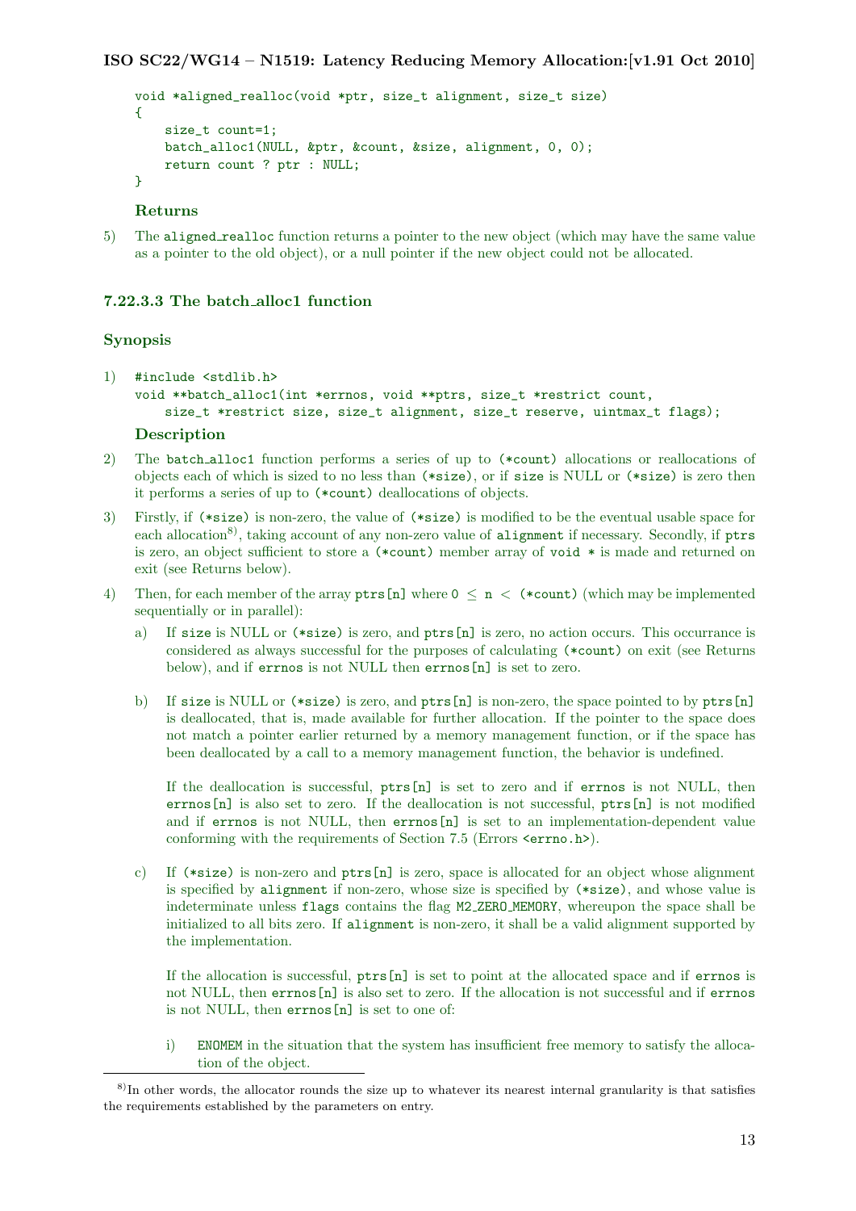```
void *aligned_realloc(void *ptr, size_t alignment, size_t size)
{
    size_t count=1;
    batch_alloc1(NULL, &ptr, &count, &size, alignment, 0, 0);
    return count ? ptr : NULL;
}
```

**Returns**

5) The aligned_realloc function returns a pointer to the new object (which may have the same value as a pointer to the old object), or a null pointer if the new object could not be allocated.

### 7.22.3.3 The batch_alloc1 function

### Synopsis

1)
```
#include <stdlib.h>
void **batch_alloc1(int *errnos, void **ptrs, size_t *restrict count,
    size_t *restrict size, size_t alignment, size_t reserve, uintmax_t flags);
```

**Description**

2) The batch_alloc1 function performs a series of up to (*count) allocations or reallocations of objects each of which is sized to no less than (*size), or if size is NULL or (*size) is zero then it performs a series of up to (*count) deallocations of objects.

3) Firstly, if (*size) is non-zero, the value of (*size) is modified to be the eventual usable space for each allocation[8], taking account of any non-zero value of alignment if necessary. Secondly, if ptrs is zero, an object sufficient to store a (*count) member array of void * is made and returned on exit (see Returns below).

4) Then, for each member of the array ptrs[n] where $0 \leq$ n $<$ (*count) (which may be implemented sequentially or in parallel):

a) If size is NULL or (*size) is zero, and ptrs[n] is zero, no action occurs. This occurrance is considered as always successful for the purposes of calculating (*count) on exit (see Returns below), and if errnos is not NULL then errnos[n] is set to zero.

b) If size is NULL or (*size) is zero, and ptrs[n] is non-zero, the space pointed to by ptrs[n] is deallocated, that is, made available for further allocation. If the pointer to the space does not match a pointer earlier returned by a memory management function, or if the space has been deallocated by a call to a memory management function, the behavior is undefined.

If the deallocation is successful, ptrs[n] is set to zero and if errnos is not NULL, then errnos[n] is also set to zero. If the deallocation is not successful, ptrs[n] is not modified and if errnos is not NULL, then errnos[n] is set to an implementation-dependent value conforming with the requirements of Section 7.5 (Errors <errno.h>).

c) If (*size) is non-zero and ptrs[n] is zero, space is allocated for an object whose alignment is specified by alignment if non-zero, whose size is specified by (*size), and whose value is indeterminate unless flags contains the flag M2_ZERO_MEMORY, whereupon the space shall be initialized to all bits zero. If alignment is non-zero, it shall be a valid alignment supported by the implementation.

If the allocation is successful, ptrs[n] is set to point at the allocated space and if errnos is not NULL, then errnos[n] is also set to zero. If the allocation is not successful and if errnos is not NULL, then errnos[n] is set to one of:

i) ENOMEM in the situation that the system has insufficient free memory to satisfy the allocation of the object.

---

[8] In other words, the allocator rounds the size up to whatever its nearest internal granularity is that satisfies the requirements established by the parameters on entry.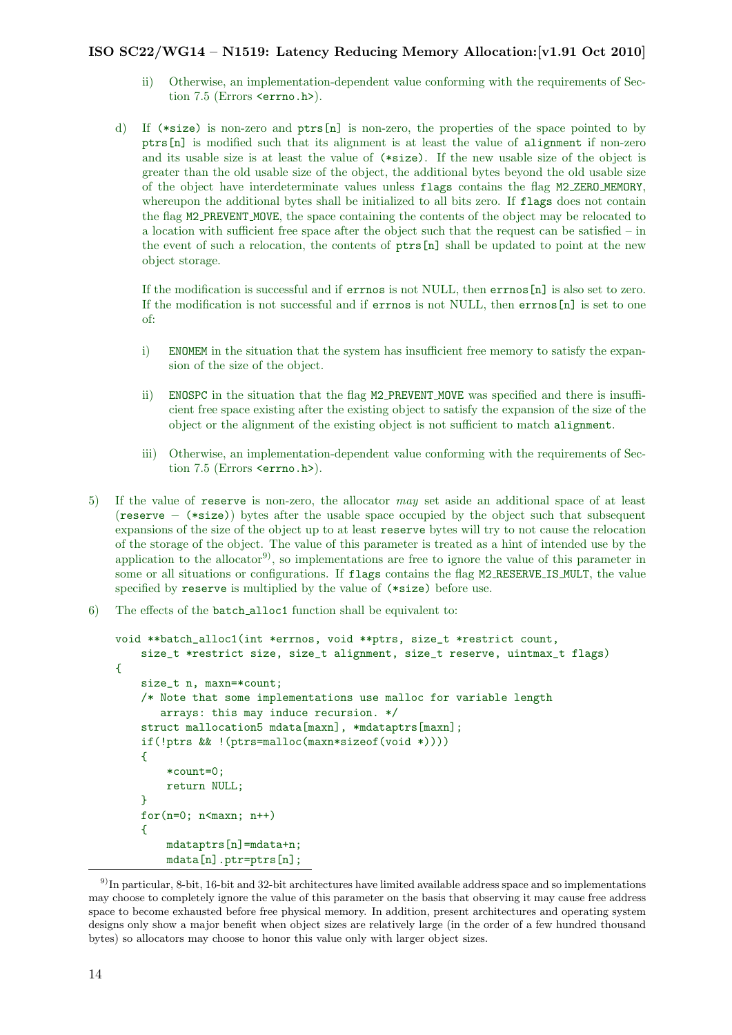ii) Otherwise, an implementation-dependent value conforming with the requirements of Section 7.5 (Errors `<errno.h>`).

d) If `(*size)` is non-zero and `ptrs[n]` is non-zero, the properties of the space pointed to by `ptrs[n]` is modified such that its alignment is at least the value of `alignment` if non-zero and its usable size is at least the value of `(*size)`. If the new usable size of the object is greater than the old usable size of the object, the additional bytes beyond the old usable size of the object have interdeterminate values unless `flags` contains the flag `M2_ZERO_MEMORY`, whereupon the additional bytes shall be initialized to all bits zero. If `flags` does not contain the flag `M2_PREVENT_MOVE`, the space containing the contents of the object may be relocated to a location with sufficient free space after the object such that the request can be satisfied – in the event of such a relocation, the contents of `ptrs[n]` shall be updated to point at the new object storage.

   If the modification is successful and if `errnos` is not NULL, then `errnos[n]` is also set to zero. If the modification is not successful and if `errnos` is not NULL, then `errnos[n]` is set to one of:

   i) `ENOMEM` in the situation that the system has insufficient free memory to satisfy the expansion of the size of the object.

   ii) `ENOSPC` in the situation that the flag `M2_PREVENT_MOVE` was specified and there is insufficient free space existing after the existing object to satisfy the expansion of the size of the object or the alignment of the existing object is not sufficient to match `alignment`.

   iii) Otherwise, an implementation-dependent value conforming with the requirements of Section 7.5 (Errors `<errno.h>`).

5) If the value of `reserve` is non-zero, the allocator *may* set aside an additional space of at least (`reserve` − `(*size)`) bytes after the usable space occupied by the object such that subsequent expansions of the size of the object up to at least `reserve` bytes will try to not cause the relocation of the storage of the object. The value of this parameter is treated as a hint of intended use by the application to the allocator[9], so implementations are free to ignore the value of this parameter in some or all situations or configurations. If `flags` contains the flag `M2_RESERVE_IS_MULT`, the value specified by `reserve` is multiplied by the value of `(*size)` before use.

6) The effects of the `batch_alloc1` function shall be equivalent to:

```
void **batch_alloc1(int *errnos, void **ptrs, size_t *restrict count,
    size_t *restrict size, size_t alignment, size_t reserve, uintmax_t flags)
{
    size_t n, maxn=*count;
    /* Note that some implementations use malloc for variable length
       arrays: this may induce recursion. */
    struct mallocation5 mdata[maxn], *mdataptrs[maxn];
    if(!ptrs && !(ptrs=malloc(maxn*sizeof(void *))))
    {
        *count=0;
        return NULL;
    }
    for(n=0; n<maxn; n++)
    {
        mdataptrs[n]=mdata+n;
        mdata[n].ptr=ptrs[n];
```

[9] In particular, 8-bit, 16-bit and 32-bit architectures have limited available address space and so implementations may choose to completely ignore the value of this parameter on the basis that observing it may cause free address space to become exhausted before free physical memory. In addition, present architectures and operating system designs only show a major benefit when object sizes are relatively large (in the order of a few hundred thousand bytes) so allocators may choose to honor this value only with larger object sizes.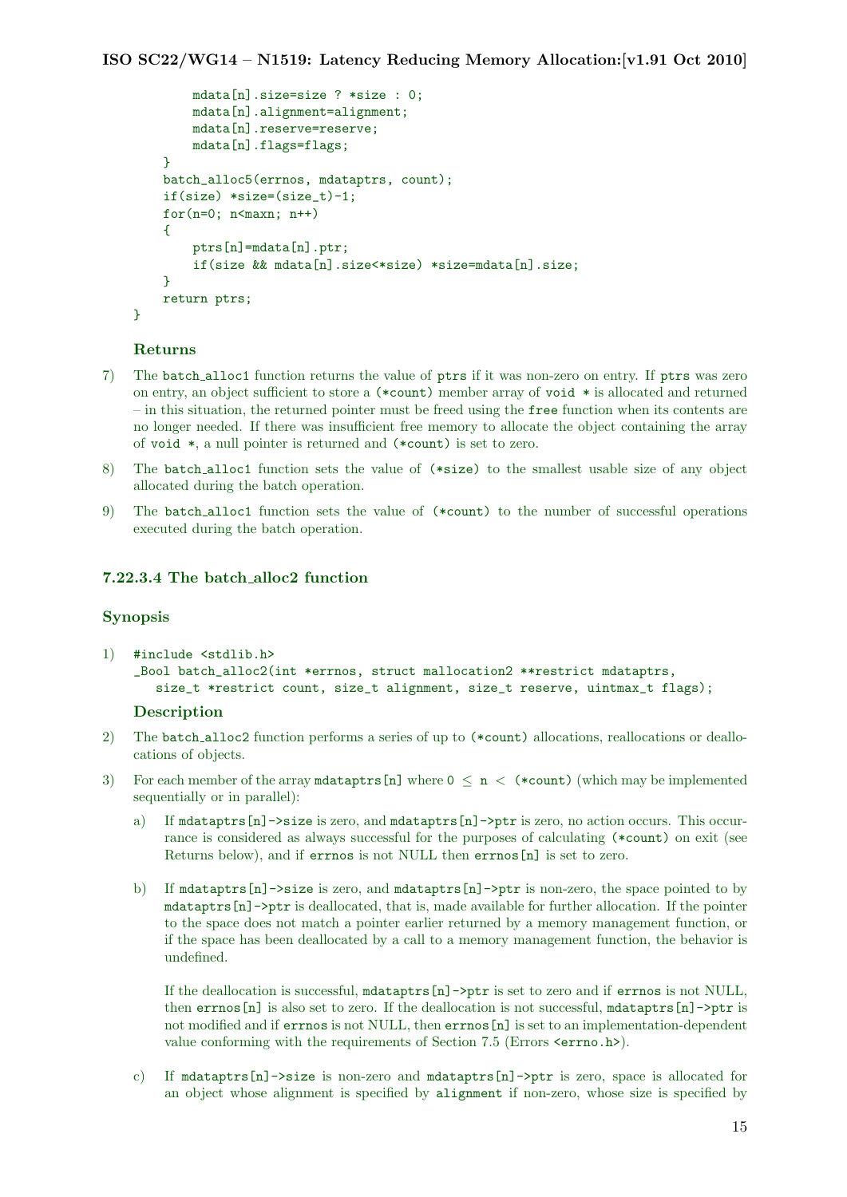```
        mdata[n].size=size ? *size : 0;
        mdata[n].alignment=alignment;
        mdata[n].reserve=reserve;
        mdata[n].flags=flags;
    }
    batch_alloc5(errnos, mdataptrs, count);
    if(size) *size=(size_t)-1;
    for(n=0; n<maxn; n++)
    {
        ptrs[n]=mdata[n].ptr;
        if(size && mdata[n].size<*size) *size=mdata[n].size;
    }
    return ptrs;
}
```

**Returns**

7) The batch_alloc1 function returns the value of `ptrs` if it was non-zero on entry. If `ptrs` was zero on entry, an object sufficient to store a `(*count)` member array of `void *` is allocated and returned – in this situation, the returned pointer must be freed using the `free` function when its contents are no longer needed. If there was insufficient free memory to allocate the object containing the array of `void *`, a null pointer is returned and `(*count)` is set to zero.

8) The batch_alloc1 function sets the value of `(*size)` to the smallest usable size of any object allocated during the batch operation.

9) The batch_alloc1 function sets the value of `(*count)` to the number of successful operations executed during the batch operation.

### 7.22.3.4 The batch_alloc2 function

**Synopsis**

1)
```
#include <stdlib.h>
_Bool batch_alloc2(int *errnos, struct mallocation2 **restrict mdataptrs,
   size_t *restrict count, size_t alignment, size_t reserve, uintmax_t flags);
```

**Description**

2) The batch_alloc2 function performs a series of up to `(*count)` allocations, reallocations or deallocations of objects.

3) For each member of the array `mdataptrs[n]` where 0 ≤ `n` < `(*count)` (which may be implemented sequentially or in parallel):

   a) If `mdataptrs[n]->size` is zero, and `mdataptrs[n]->ptr` is zero, no action occurs. This occurrance is considered as always successful for the purposes of calculating `(*count)` on exit (see Returns below), and if `errnos` is not NULL then `errnos[n]` is set to zero.

   b) If `mdataptrs[n]->size` is zero, and `mdataptrs[n]->ptr` is non-zero, the space pointed to by `mdataptrs[n]->ptr` is deallocated, that is, made available for further allocation. If the pointer to the space does not match a pointer earlier returned by a memory management function, or if the space has been deallocated by a call to a memory management function, the behavior is undefined.

      If the deallocation is successful, `mdataptrs[n]->ptr` is set to zero and if `errnos` is not NULL, then `errnos[n]` is also set to zero. If the deallocation is not successful, `mdataptrs[n]->ptr` is not modified and if `errnos` is not NULL, then `errnos[n]` is set to an implementation-dependent value conforming with the requirements of Section 7.5 (Errors `<errno.h>`).

   c) If `mdataptrs[n]->size` is non-zero and `mdataptrs[n]->ptr` is zero, space is allocated for an object whose alignment is specified by `alignment` if non-zero, whose size is specified by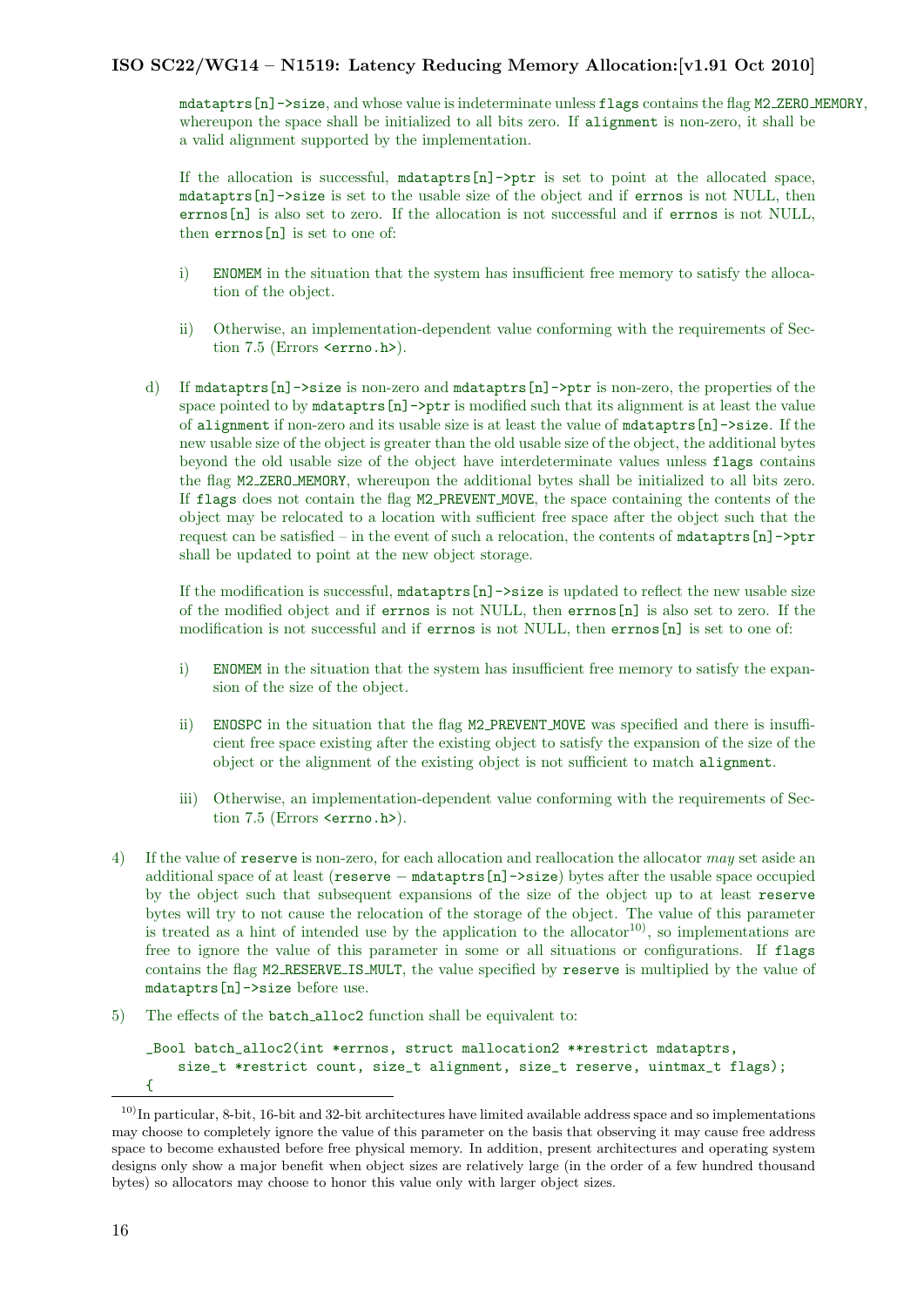mdataptrs[n]->size, and whose value is indeterminate unless flags contains the flag M2_ZERO_MEMORY, whereupon the space shall be initialized to all bits zero. If alignment is non-zero, it shall be a valid alignment supported by the implementation.

If the allocation is successful, mdataptrs[n]->ptr is set to point at the allocated space, mdataptrs[n]->size is set to the usable size of the object and if errnos is not NULL, then errnos[n] is also set to zero. If the allocation is not successful and if errnos is not NULL, then errnos[n] is set to one of:

i) ENOMEM in the situation that the system has insufficient free memory to satisfy the allocation of the object.

ii) Otherwise, an implementation-dependent value conforming with the requirements of Section 7.5 (Errors <errno.h>).

d) If mdataptrs[n]->size is non-zero and mdataptrs[n]->ptr is non-zero, the properties of the space pointed to by mdataptrs[n]->ptr is modified such that its alignment is at least the value of alignment if non-zero and its usable size is at least the value of mdataptrs[n]->size. If the new usable size of the object is greater than the old usable size of the object, the additional bytes beyond the old usable size of the object have interdeterminate values unless flags contains the flag M2_ZERO_MEMORY, whereupon the additional bytes shall be initialized to all bits zero. If flags does not contain the flag M2_PREVENT_MOVE, the space containing the contents of the object may be relocated to a location with sufficient free space after the object such that the request can be satisfied – in the event of such a relocation, the contents of mdataptrs[n]->ptr shall be updated to point at the new object storage.

If the modification is successful, mdataptrs[n]->size is updated to reflect the new usable size of the modified object and if errnos is not NULL, then errnos[n] is also set to zero. If the modification is not successful and if errnos is not NULL, then errnos[n] is set to one of:

i) ENOMEM in the situation that the system has insufficient free memory to satisfy the expansion of the size of the object.

ii) ENOSPC in the situation that the flag M2_PREVENT_MOVE was specified and there is insufficient free space existing after the existing object to satisfy the expansion of the size of the object or the alignment of the existing object is not sufficient to match alignment.

iii) Otherwise, an implementation-dependent value conforming with the requirements of Section 7.5 (Errors <errno.h>).

4) If the value of reserve is non-zero, for each allocation and reallocation the allocator *may* set aside an additional space of at least (reserve − mdataptrs[n]->size) bytes after the usable space occupied by the object such that subsequent expansions of the size of the object up to at least reserve bytes will try to not cause the relocation of the storage of the object. The value of this parameter is treated as a hint of intended use by the application to the allocator[10], so implementations are free to ignore the value of this parameter in some or all situations or configurations. If flags contains the flag M2_RESERVE_IS_MULT, the value specified by reserve is multiplied by the value of mdataptrs[n]->size before use.

5) The effects of the batch_alloc2 function shall be equivalent to:

```
_Bool batch_alloc2(int *errnos, struct mallocation2 **restrict mdataptrs,
    size_t *restrict count, size_t alignment, size_t reserve, uintmax_t flags);
{
```

[10] In particular, 8-bit, 16-bit and 32-bit architectures have limited available address space and so implementations may choose to completely ignore the value of this parameter on the basis that observing it may cause free address space to become exhausted before free physical memory. In addition, present architectures and operating system designs only show a major benefit when object sizes are relatively large (in the order of a few hundred thousand bytes) so allocators may choose to honor this value only with larger object sizes.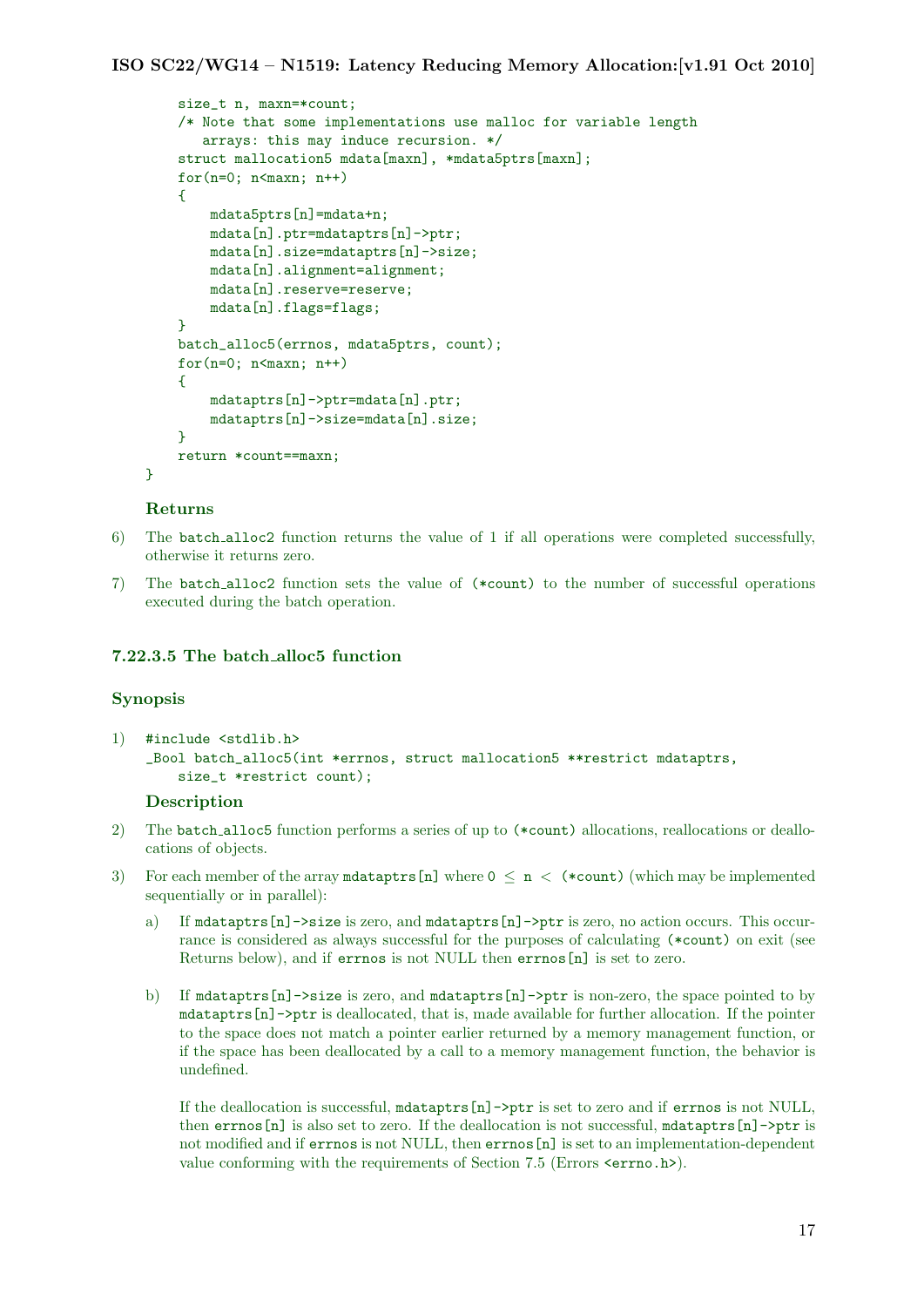```
    size_t n, maxn=*count;
    /* Note that some implementations use malloc for variable length
       arrays: this may induce recursion. */
    struct mallocation5 mdata[maxn], *mdata5ptrs[maxn];
    for(n=0; n<maxn; n++)
    {
        mdata5ptrs[n]=mdata+n;
        mdata[n].ptr=mdataptrs[n]->ptr;
        mdata[n].size=mdataptrs[n]->size;
        mdata[n].alignment=alignment;
        mdata[n].reserve=reserve;
        mdata[n].flags=flags;
    }
    batch_alloc5(errnos, mdata5ptrs, count);
    for(n=0; n<maxn; n++)
    {
        mdataptrs[n]->ptr=mdata[n].ptr;
        mdataptrs[n]->size=mdata[n].size;
    }
    return *count==maxn;
}
```

#### Returns

6) The batch_alloc2 function returns the value of 1 if all operations were completed successfully, otherwise it returns zero.

7) The batch_alloc2 function sets the value of (*count) to the number of successful operations executed during the batch operation.

### 7.22.3.5 The batch_alloc5 function

#### Synopsis

1)
```
#include <stdlib.h>
_Bool batch_alloc5(int *errnos, struct mallocation5 **restrict mdataptrs,
    size_t *restrict count);
```

#### Description

2) The batch_alloc5 function performs a series of up to (*count) allocations, reallocations or deallocations of objects.

3) For each member of the array mdataptrs[n] where $0 \leq$ n $<$ (*count) (which may be implemented sequentially or in parallel):

   a) If mdataptrs[n]->size is zero, and mdataptrs[n]->ptr is zero, no action occurs. This occurrance is considered as always successful for the purposes of calculating (*count) on exit (see Returns below), and if errnos is not NULL then errnos[n] is set to zero.

   b) If mdataptrs[n]->size is zero, and mdataptrs[n]->ptr is non-zero, the space pointed to by mdataptrs[n]->ptr is deallocated, that is, made available for further allocation. If the pointer to the space does not match a pointer earlier returned by a memory management function, or if the space has been deallocated by a call to a memory management function, the behavior is undefined.

      If the deallocation is successful, mdataptrs[n]->ptr is set to zero and if errnos is not NULL, then errnos[n] is also set to zero. If the deallocation is not successful, mdataptrs[n]->ptr is not modified and if errnos is not NULL, then errnos[n] is set to an implementation-dependent value conforming with the requirements of Section 7.5 (Errors <errno.h>).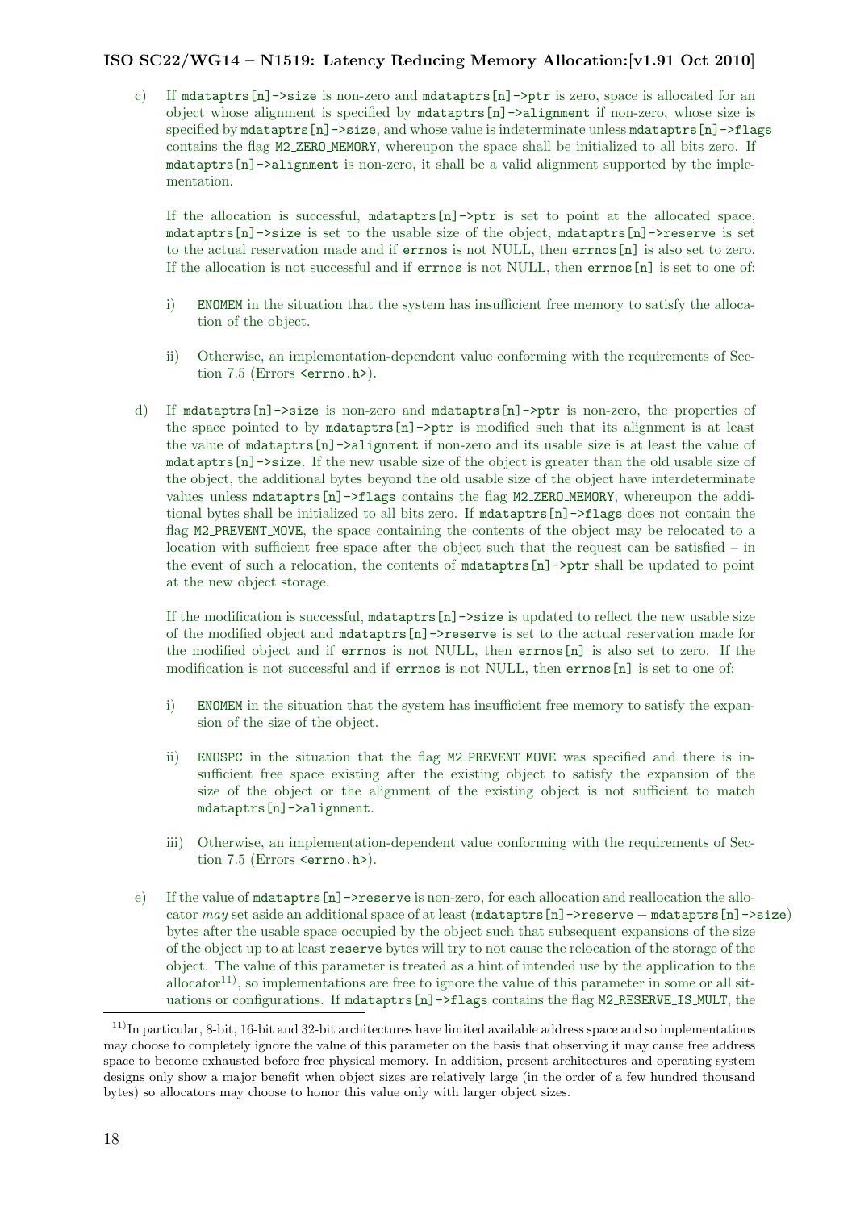c) If `mdataptrs[n]->size` is non-zero and `mdataptrs[n]->ptr` is zero, space is allocated for an object whose alignment is specified by `mdataptrs[n]->alignment` if non-zero, whose size is specified by `mdataptrs[n]->size`, and whose value is indeterminate unless `mdataptrs[n]->flags` contains the flag `M2_ZERO_MEMORY`, whereupon the space shall be initialized to all bits zero. If `mdataptrs[n]->alignment` is non-zero, it shall be a valid alignment supported by the implementation.

   If the allocation is successful, `mdataptrs[n]->ptr` is set to point at the allocated space, `mdataptrs[n]->size` is set to the usable size of the object, `mdataptrs[n]->reserve` is set to the actual reservation made and if `errnos` is not NULL, then `errnos[n]` is also set to zero. If the allocation is not successful and if `errnos` is not NULL, then `errnos[n]` is set to one of:

   i) `ENOMEM` in the situation that the system has insufficient free memory to satisfy the allocation of the object.

   ii) Otherwise, an implementation-dependent value conforming with the requirements of Section 7.5 (Errors `<errno.h>`).

d) If `mdataptrs[n]->size` is non-zero and `mdataptrs[n]->ptr` is non-zero, the properties of the space pointed to by `mdataptrs[n]->ptr` is modified such that its alignment is at least the value of `mdataptrs[n]->alignment` if non-zero and its usable size is at least the value of `mdataptrs[n]->size`. If the new usable size of the object is greater than the old usable size of the object, the additional bytes beyond the old usable size of the object have interdeterminate values unless `mdataptrs[n]->flags` contains the flag `M2_ZERO_MEMORY`, whereupon the additional bytes shall be initialized to all bits zero. If `mdataptrs[n]->flags` does not contain the flag `M2_PREVENT_MOVE`, the space containing the contents of the object may be relocated to a location with sufficient free space after the object such that the request can be satisfied – in the event of such a relocation, the contents of `mdataptrs[n]->ptr` shall be updated to point at the new object storage.

   If the modification is successful, `mdataptrs[n]->size` is updated to reflect the new usable size of the modified object and `mdataptrs[n]->reserve` is set to the actual reservation made for the modified object and if `errnos` is not NULL, then `errnos[n]` is also set to zero. If the modification is not successful and if `errnos` is not NULL, then `errnos[n]` is set to one of:

   i) `ENOMEM` in the situation that the system has insufficient free memory to satisfy the expansion of the size of the object.

   ii) `ENOSPC` in the situation that the flag `M2_PREVENT_MOVE` was specified and there is insufficient free space existing after the existing object to satisfy the expansion of the size of the object or the alignment of the existing object is not sufficient to match `mdataptrs[n]->alignment`.

   iii) Otherwise, an implementation-dependent value conforming with the requirements of Section 7.5 (Errors `<errno.h>`).

e) If the value of `mdataptrs[n]->reserve` is non-zero, for each allocation and reallocation the allocator *may* set aside an additional space of at least (`mdataptrs[n]->reserve` − `mdataptrs[n]->size`) bytes after the usable space occupied by the object such that subsequent expansions of the size of the object up to at least `reserve` bytes will try to not cause the relocation of the storage of the object. The value of this parameter is treated as a hint of intended use by the application to the allocator[11], so implementations are free to ignore the value of this parameter in some or all situations or configurations. If `mdataptrs[n]->flags` contains the flag `M2_RESERVE_IS_MULT`, the

[11] In particular, 8-bit, 16-bit and 32-bit architectures have limited available address space and so implementations may choose to completely ignore the value of this parameter on the basis that observing it may cause free address space to become exhausted before free physical memory. In addition, present architectures and operating system designs only show a major benefit when object sizes are relatively large (in the order of a few hundred thousand bytes) so allocators may choose to honor this value only with larger object sizes.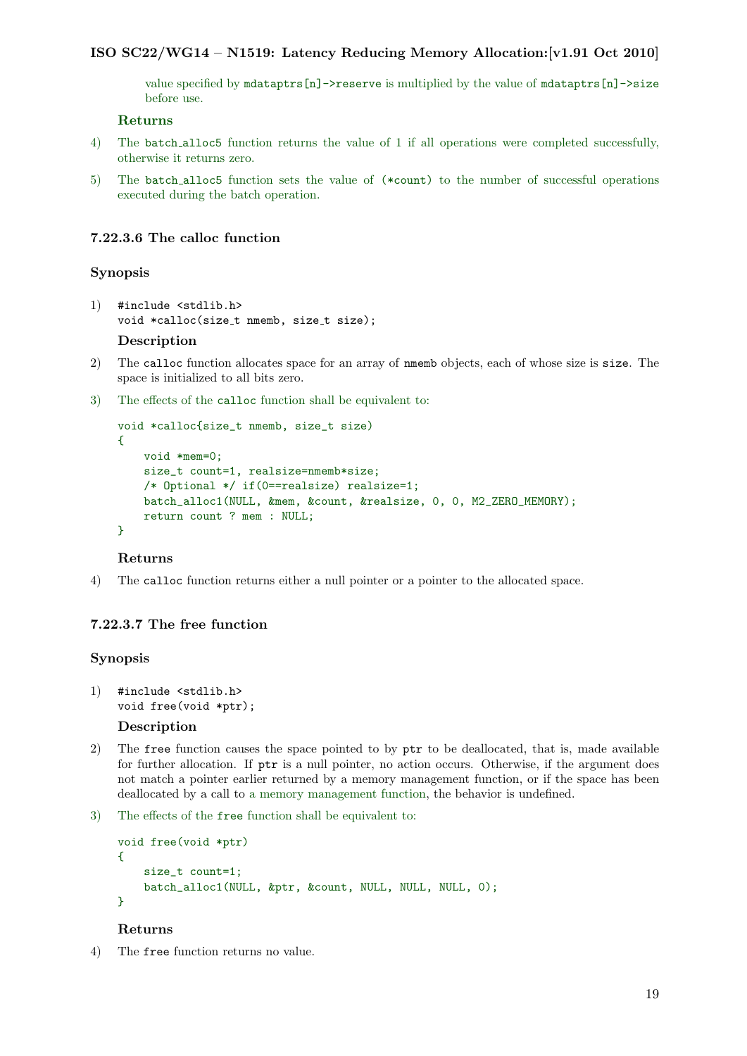value specified by `mdataptrs[n]->reserve` is multiplied by the value of `mdataptrs[n]->size` before use.

**Returns**

4) The `batch_alloc5` function returns the value of 1 if all operations were completed successfully, otherwise it returns zero.

5) The `batch_alloc5` function sets the value of `(*count)` to the number of successful operations executed during the batch operation.

### 7.22.3.6 The calloc function

#### Synopsis

1)
```
#include <stdlib.h>
void *calloc(size_t nmemb, size_t size);
```

**Description**

2) The `calloc` function allocates space for an array of `nmemb` objects, each of whose size is `size`. The space is initialized to all bits zero.

3) The effects of the `calloc` function shall be equivalent to:

```
void *calloc{size_t nmemb, size_t size)
{
    void *mem=0;
    size_t count=1, realsize=nmemb*size;
    /* Optional */ if(0==realsize) realsize=1;
    batch_alloc1(NULL, &mem, &count, &realsize, 0, 0, M2_ZERO_MEMORY);
    return count ? mem : NULL;
}
```

**Returns**

4) The `calloc` function returns either a null pointer or a pointer to the allocated space.

### 7.22.3.7 The free function

#### Synopsis

1)
```
#include <stdlib.h>
void free(void *ptr);
```

**Description**

2) The `free` function causes the space pointed to by `ptr` to be deallocated, that is, made available for further allocation. If `ptr` is a null pointer, no action occurs. Otherwise, if the argument does not match a pointer earlier returned by a memory management function, or if the space has been deallocated by a call to a memory management function, the behavior is undefined.

3) The effects of the `free` function shall be equivalent to:

```
void free(void *ptr)
{
    size_t count=1;
    batch_alloc1(NULL, &ptr, &count, NULL, NULL, NULL, 0);
}
```

**Returns**

4) The `free` function returns no value.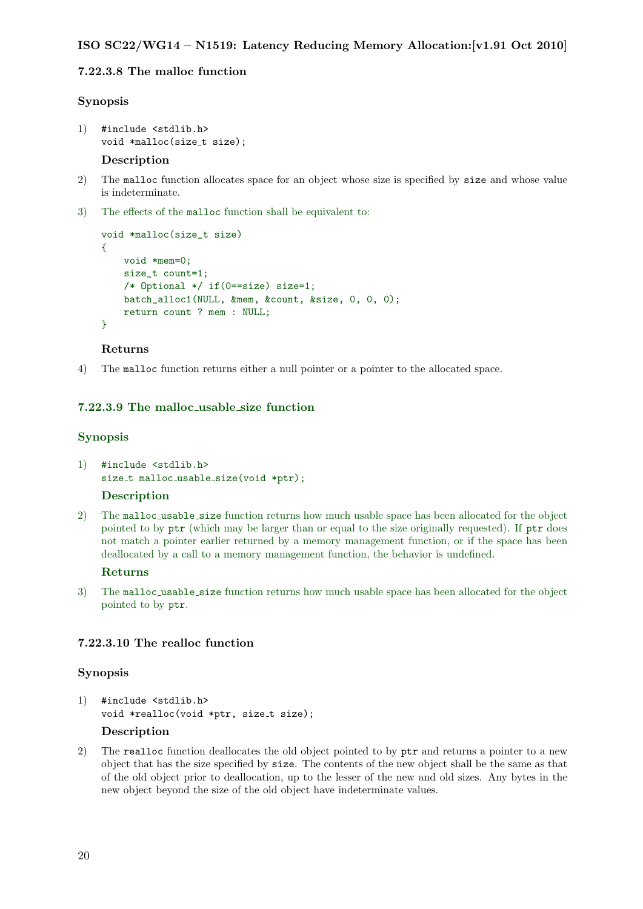### 7.22.3.8 The malloc function

#### Synopsis

1) 
```
#include <stdlib.h>
void *malloc(size_t size);
```

#### Description

2) The malloc function allocates space for an object whose size is specified by size and whose value is indeterminate.

3) The effects of the malloc function shall be equivalent to:

```
void *malloc(size_t size)
{
    void *mem=0;
    size_t count=1;
    /* Optional */ if(0==size) size=1;
    batch_alloc1(NULL, &mem, &count, &size, 0, 0, 0);
    return count ? mem : NULL;
}
```

#### Returns

4) The malloc function returns either a null pointer or a pointer to the allocated space.

### 7.22.3.9 The malloc_usable_size function

#### Synopsis

1) 
```
#include <stdlib.h>
size_t malloc_usable_size(void *ptr);
```

#### Description

2) The malloc_usable_size function returns how much usable space has been allocated for the object pointed to by ptr (which may be larger than or equal to the size originally requested). If ptr does not match a pointer earlier returned by a memory management function, or if the space has been deallocated by a call to a memory management function, the behavior is undefined.

#### Returns

3) The malloc_usable_size function returns how much usable space has been allocated for the object pointed to by ptr.

### 7.22.3.10 The realloc function

#### Synopsis

1) 
```
#include <stdlib.h>
void *realloc(void *ptr, size_t size);
```

#### Description

2) The realloc function deallocates the old object pointed to by ptr and returns a pointer to a new object that has the size specified by size. The contents of the new object shall be the same as that of the old object prior to deallocation, up to the lesser of the new and old sizes. Any bytes in the new object beyond the size of the old object have indeterminate values.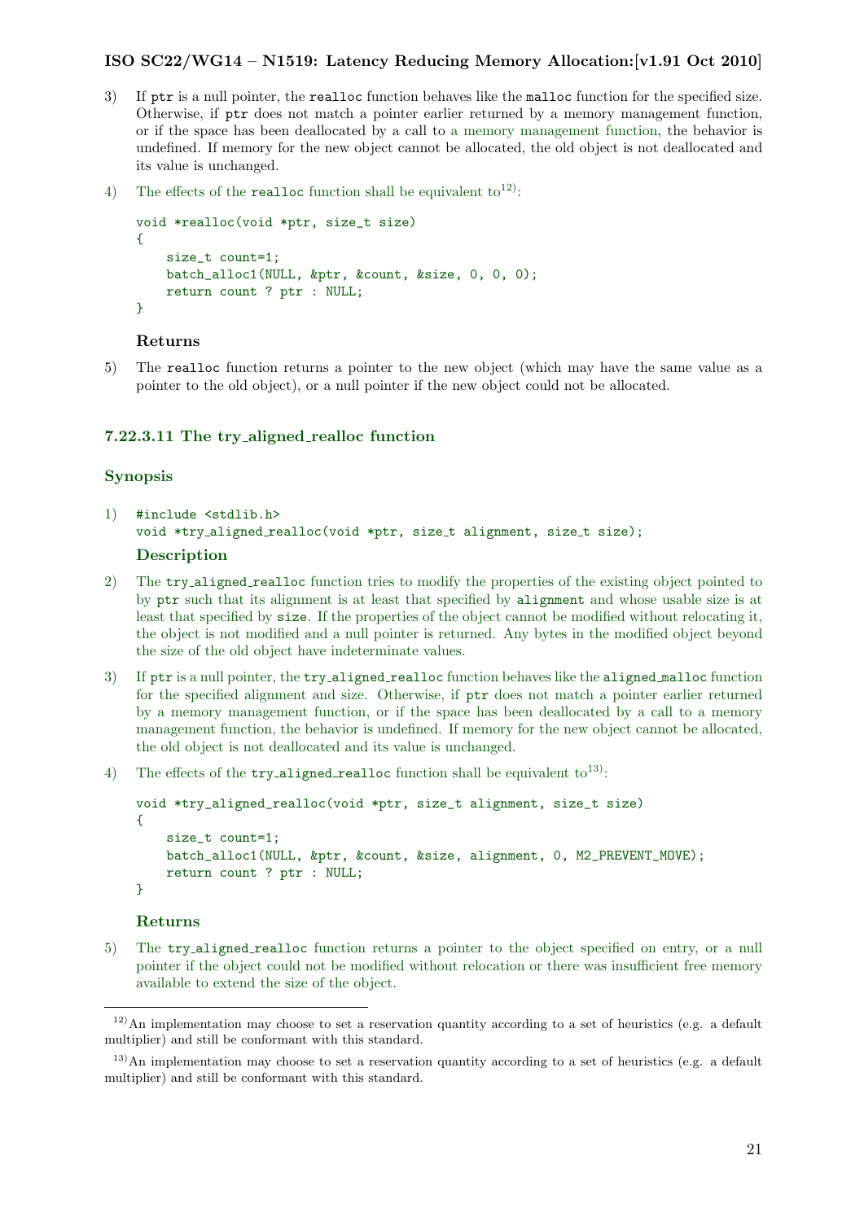3) If `ptr` is a null pointer, the `realloc` function behaves like the `malloc` function for the specified size. Otherwise, if `ptr` does not match a pointer earlier returned by a memory management function, or if the space has been deallocated by a call to a memory management function, the behavior is undefined. If memory for the new object cannot be allocated, the old object is not deallocated and its value is unchanged.

4) The effects of the `realloc` function shall be equivalent to[12]:

```
void *realloc(void *ptr, size_t size)
{
    size_t count=1;
    batch_alloc1(NULL, &ptr, &count, &size, 0, 0, 0);
    return count ? ptr : NULL;
}
```

**Returns**

5) The `realloc` function returns a pointer to the new object (which may have the same value as a pointer to the old object), or a null pointer if the new object could not be allocated.

### 7.22.3.11 The try_aligned_realloc function

### Synopsis

1)
```
#include <stdlib.h>
void *try_aligned_realloc(void *ptr, size_t alignment, size_t size);
```

**Description**

2) The `try_aligned_realloc` function tries to modify the properties of the existing object pointed to by `ptr` such that its alignment is at least that specified by `alignment` and whose usable size is at least that specified by `size`. If the properties of the object cannot be modified without relocating it, the object is not modified and a null pointer is returned. Any bytes in the modified object beyond the size of the old object have indeterminate values.

3) If `ptr` is a null pointer, the `try_aligned_realloc` function behaves like the `aligned_malloc` function for the specified alignment and size. Otherwise, if `ptr` does not match a pointer earlier returned by a memory management function, or if the space has been deallocated by a call to a memory management function, the behavior is undefined. If memory for the new object cannot be allocated, the old object is not deallocated and its value is unchanged.

4) The effects of the `try_aligned_realloc` function shall be equivalent to[13]:

```
void *try_aligned_realloc(void *ptr, size_t alignment, size_t size)
{
    size_t count=1;
    batch_alloc1(NULL, &ptr, &count, &size, alignment, 0, M2_PREVENT_MOVE);
    return count ? ptr : NULL;
}
```

**Returns**

5) The `try_aligned_realloc` function returns a pointer to the object specified on entry, or a null pointer if the object could not be modified without relocation or there was insufficient free memory available to extend the size of the object.

---

[12] An implementation may choose to set a reservation quantity according to a set of heuristics (e.g. a default multiplier) and still be conformant with this standard.

[13] An implementation may choose to set a reservation quantity according to a set of heuristics (e.g. a default multiplier) and still be conformant with this standard.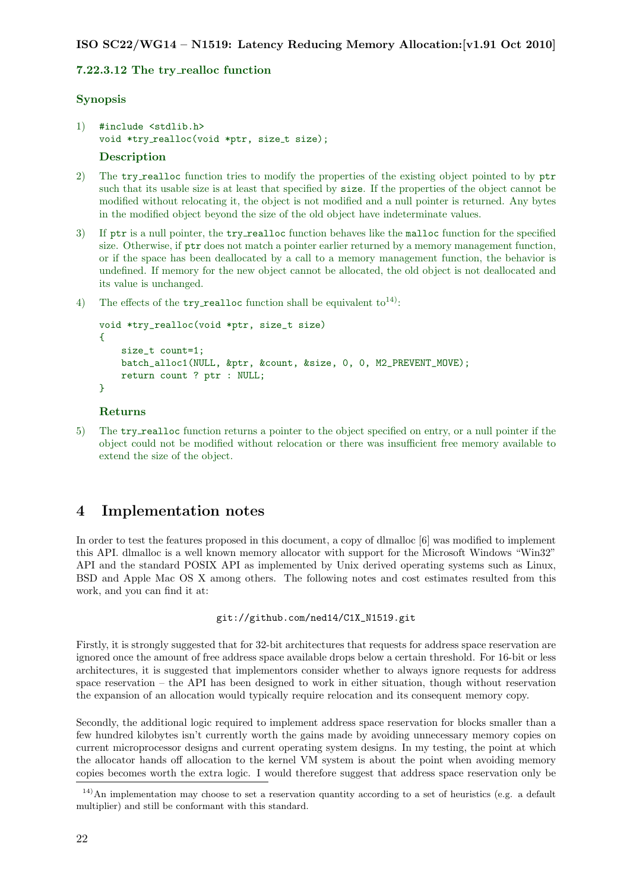### 7.22.3.12 The try_realloc function

#### Synopsis

1) 
```
#include <stdlib.h>
void *try_realloc(void *ptr, size_t size);
```

#### Description

2) The `try_realloc` function tries to modify the properties of the existing object pointed to by `ptr` such that its usable size is at least that specified by `size`. If the properties of the object cannot be modified without relocating it, the object is not modified and a null pointer is returned. Any bytes in the modified object beyond the size of the old object have indeterminate values.

3) If `ptr` is a null pointer, the `try_realloc` function behaves like the `malloc` function for the specified size. Otherwise, if `ptr` does not match a pointer earlier returned by a memory management function, or if the space has been deallocated by a call to a memory management function, the behavior is undefined. If memory for the new object cannot be allocated, the old object is not deallocated and its value is unchanged.

4) The effects of the `try_realloc` function shall be equivalent to[14]:

```
void *try_realloc(void *ptr, size_t size)
{
    size_t count=1;
    batch_alloc1(NULL, &ptr, &count, &size, 0, 0, M2_PREVENT_MOVE);
    return count ? ptr : NULL;
}
```

#### Returns

5) The `try_realloc` function returns a pointer to the object specified on entry, or a null pointer if the object could not be modified without relocation or there was insufficient free memory available to extend the size of the object.

## 4 Implementation notes

In order to test the features proposed in this document, a copy of dlmalloc [6] was modified to implement this API. dlmalloc is a well known memory allocator with support for the Microsoft Windows "Win32" API and the standard POSIX API as implemented by Unix derived operating systems such as Linux, BSD and Apple Mac OS X among others. The following notes and cost estimates resulted from this work, and you can find it at:

`git://github.com/ned14/C1X_N1519.git`

Firstly, it is strongly suggested that for 32-bit architectures that requests for address space reservation are ignored once the amount of free address space available drops below a certain threshold. For 16-bit or less architectures, it is suggested that implementors consider whether to always ignore requests for address space reservation – the API has been designed to work in either situation, though without reservation the expansion of an allocation would typically require relocation and its consequent memory copy.

Secondly, the additional logic required to implement address space reservation for blocks smaller than a few hundred kilobytes isn't currently worth the gains made by avoiding unnecessary memory copies on current microprocessor designs and current operating system designs. In my testing, the point at which the allocator hands off allocation to the kernel VM system is about the point when avoiding memory copies becomes worth the extra logic. I would therefore suggest that address space reservation only be

[14] An implementation may choose to set a reservation quantity according to a set of heuristics (e.g. a default multiplier) and still be conformant with this standard.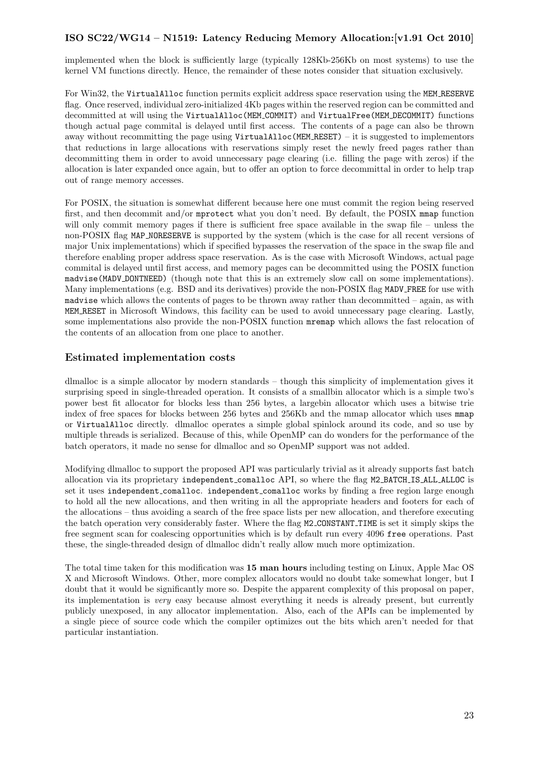implemented when the block is sufficiently large (typically 128Kb-256Kb on most systems) to use the kernel VM functions directly. Hence, the remainder of these notes consider that situation exclusively.

For Win32, the `VirtualAlloc` function permits explicit address space reservation using the `MEM_RESERVE` flag. Once reserved, individual zero-initialized 4Kb pages within the reserved region can be committed and decommitted at will using the `VirtualAlloc(MEM_COMMIT)` and `VirtualFree(MEM_DECOMMIT)` functions though actual page commital is delayed until first access. The contents of a page can also be thrown away without recommitting the page using `VirtualAlloc(MEM_RESET)` – it is suggested to implementors that reductions in large allocations with reservations simply reset the newly freed pages rather than decommitting them in order to avoid unnecessary page clearing (i.e. filling the page with zeros) if the allocation is later expanded once again, but to offer an option to force decommittal in order to help trap out of range memory accesses.

For POSIX, the situation is somewhat different because here one must commit the region being reserved first, and then decommit and/or `mprotect` what you don't need. By default, the POSIX `mmap` function will only commit memory pages if there is sufficient free space available in the swap file – unless the non-POSIX flag `MAP_NORESERVE` is supported by the system (which is the case for all recent versions of major Unix implementations) which if specified bypasses the reservation of the space in the swap file and therefore enabling proper address space reservation. As is the case with Microsoft Windows, actual page commital is delayed until first access, and memory pages can be decommitted using the POSIX function `madvise(MADV_DONTNEED)` (though note that this is an extremely slow call on some implementations). Many implementations (e.g. BSD and its derivatives) provide the non-POSIX flag `MADV_FREE` for use with `madvise` which allows the contents of pages to be thrown away rather than decommitted – again, as with `MEM_RESET` in Microsoft Windows, this facility can be used to avoid unnecessary page clearing. Lastly, some implementations also provide the non-POSIX function `mremap` which allows the fast relocation of the contents of an allocation from one place to another.

## Estimated implementation costs

dlmalloc is a simple allocator by modern standards – though this simplicity of implementation gives it surprising speed in single-threaded operation. It consists of a smallbin allocator which is a simple two's power best fit allocator for blocks less than 256 bytes, a largebin allocator which uses a bitwise trie index of free spaces for blocks between 256 bytes and 256Kb and the mmap allocator which uses `mmap` or `VirtualAlloc` directly. dlmalloc operates a simple global spinlock around its code, and so use by multiple threads is serialized. Because of this, while OpenMP can do wonders for the performance of the batch operators, it made no sense for dlmalloc and so OpenMP support was not added.

Modifying dlmalloc to support the proposed API was particularly trivial as it already supports fast batch allocation via its proprietary `independent_comalloc` API, so where the flag `M2_BATCH_IS_ALL_ALLOC` is set it uses `independent_comalloc`. `independent_comalloc` works by finding a free region large enough to hold all the new allocations, and then writing in all the appropriate headers and footers for each of the allocations – thus avoiding a search of the free space lists per new allocation, and therefore executing the batch operation very considerably faster. Where the flag `M2_CONSTANT_TIME` is set it simply skips the free segment scan for coalescing opportunities which is by default run every 4096 `free` operations. Past these, the single-threaded design of dlmalloc didn't really allow much more optimization.

The total time taken for this modification was **15 man hours** including testing on Linux, Apple Mac OS X and Microsoft Windows. Other, more complex allocators would no doubt take somewhat longer, but I doubt that it would be significantly more so. Despite the apparent complexity of this proposal on paper, its implementation is *very* easy because almost everything it needs is already present, but currently publicly unexposed, in any allocator implementation. Also, each of the APIs can be implemented by a single piece of source code which the compiler optimizes out the bits which aren't needed for that particular instantiation.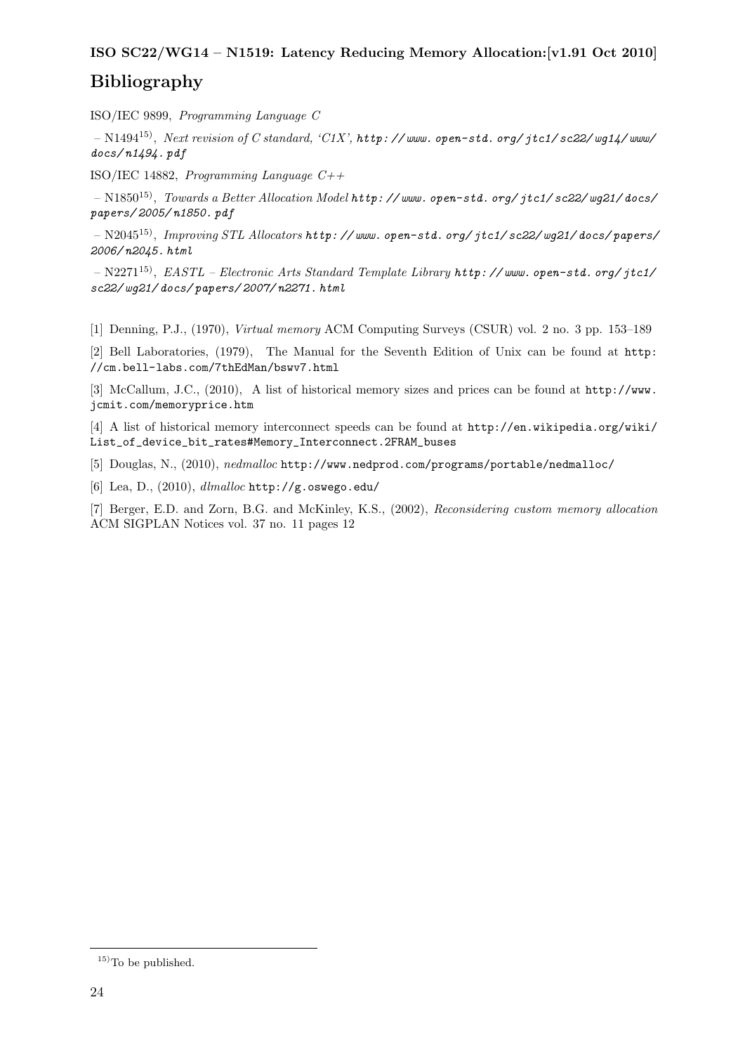## Bibliography

ISO/IEC 9899, *Programming Language C*

– N1494[15)], *Next revision of C standard, 'C1X', http://www.open-std.org/jtc1/sc22/wg14/www/docs/n1494.pdf*

ISO/IEC 14882, *Programming Language C++*

– N1850[15)], *Towards a Better Allocation Model http://www.open-std.org/jtc1/sc22/wg21/docs/papers/2005/n1850.pdf*

– N2045[15)], *Improving STL Allocators http://www.open-std.org/jtc1/sc22/wg21/docs/papers/2006/n2045.html*

– N2271[15)], *EASTL – Electronic Arts Standard Template Library http://www.open-std.org/jtc1/sc22/wg21/docs/papers/2007/n2271.html*

[1] Denning, P.J., (1970), *Virtual memory* ACM Computing Surveys (CSUR) vol. 2 no. 3 pp. 153–189

[2] Bell Laboratories, (1979), The Manual for the Seventh Edition of Unix can be found at http://cm.bell-labs.com/7thEdMan/bswv7.html

[3] McCallum, J.C., (2010), A list of historical memory sizes and prices can be found at http://www.jcmit.com/memoryprice.htm

[4] A list of historical memory interconnect speeds can be found at http://en.wikipedia.org/wiki/List_of_device_bit_rates#Memory_Interconnect.2FRAM_buses

[5] Douglas, N., (2010), *nedmalloc* http://www.nedprod.com/programs/portable/nedmalloc/

[6] Lea, D., (2010), *dlmalloc* http://g.oswego.edu/

[7] Berger, E.D. and Zorn, B.G. and McKinley, K.S., (2002), *Reconsidering custom memory allocation* ACM SIGPLAN Notices vol. 37 no. 11 pages 12

15) To be published.